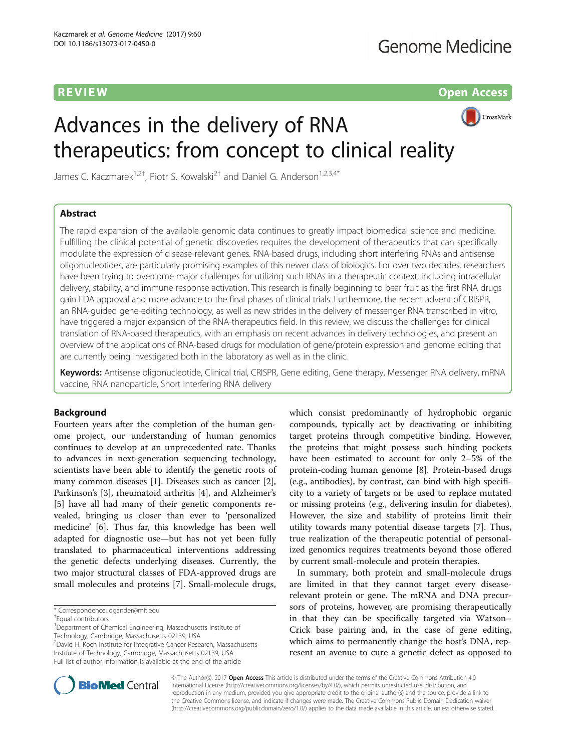REVIEW

Open Access

# Advances in the delivery of RNA therapeutics: from concept to clinical reality

James C. Kaczmarek[1,2†], Piotr S. Kowalski[2†] and Daniel G. Anderson[1,2,3,4*]

## Abstract

The rapid expansion of the available genomic data continues to greatly impact biomedical science and medicine. Fulfilling the clinical potential of genetic discoveries requires the development of therapeutics that can specifically modulate the expression of disease-relevant genes. RNA-based drugs, including short interfering RNAs and antisense oligonucleotides, are particularly promising examples of this newer class of biologics. For over two decades, researchers have been trying to overcome major challenges for utilizing such RNAs in a therapeutic context, including intracellular delivery, stability, and immune response activation. This research is finally beginning to bear fruit as the first RNA drugs gain FDA approval and more advance to the final phases of clinical trials. Furthermore, the recent advent of CRISPR, an RNA-guided gene-editing technology, as well as new strides in the delivery of messenger RNA transcribed in vitro, have triggered a major expansion of the RNA-therapeutics field. In this review, we discuss the challenges for clinical translation of RNA-based therapeutics, with an emphasis on recent advances in delivery technologies, and present an overview of the applications of RNA-based drugs for modulation of gene/protein expression and genome editing that are currently being investigated both in the laboratory as well as in the clinic.

**Keywords:** Antisense oligonucleotide, Clinical trial, CRISPR, Gene editing, Gene therapy, Messenger RNA delivery, mRNA vaccine, RNA nanoparticle, Short interfering RNA delivery

## Background

Fourteen years after the completion of the human genome project, our understanding of human genomics continues to develop at an unprecedented rate. Thanks to advances in next-generation sequencing technology, scientists have been able to identify the genetic roots of many common diseases [1]. Diseases such as cancer [2], Parkinson's [3], rheumatoid arthritis [4], and Alzheimer's [5] have all had many of their genetic components revealed, bringing us closer than ever to 'personalized medicine' [6]. Thus far, this knowledge has been well adapted for diagnostic use—but has not yet been fully translated to pharmaceutical interventions addressing the genetic defects underlying diseases. Currently, the two major structural classes of FDA-approved drugs are small molecules and proteins [7]. Small-molecule drugs, which consist predominantly of hydrophobic organic compounds, typically act by deactivating or inhibiting target proteins through competitive binding. However, the proteins that might possess such binding pockets have been estimated to account for only 2–5% of the protein-coding human genome [8]. Protein-based drugs (e.g., antibodies), by contrast, can bind with high specificity to a variety of targets or be used to replace mutated or missing proteins (e.g., delivering insulin for diabetes). However, the size and stability of proteins limit their utility towards many potential disease targets [7]. Thus, true realization of the therapeutic potential of personalized genomics requires treatments beyond those offered by current small-molecule and protein therapies.

In summary, both protein and small-molecule drugs are limited in that they cannot target every disease-relevant protein or gene. The mRNA and DNA precursors of proteins, however, are promising therapeutically in that they can be specifically targeted via Watson–Crick base pairing and, in the case of gene editing, which aims to permanently change the host's DNA, represent an avenue to cure a genetic defect as opposed to

\* Correspondence: dgander@mit.edu

†Equal contributors

[1]Department of Chemical Engineering, Massachusetts Institute of Technology, Cambridge, Massachusetts 02139, USA

[2]David H. Koch Institute for Integrative Cancer Research, Massachusetts Institute of Technology, Cambridge, Massachusetts 02139, USA

Full list of author information is available at the end of the article

© The Author(s). 2017 **Open Access** This article is distributed under the terms of the Creative Commons Attribution 4.0 International License (http://creativecommons.org/licenses/by/4.0/), which permits unrestricted use, distribution, and reproduction in any medium, provided you give appropriate credit to the original author(s) and the source, provide a link to the Creative Commons license, and indicate if changes were made. The Creative Commons Public Domain Dedication waiver (http://creativecommons.org/publicdomain/zero/1.0/) applies to the data made available in this article, unless otherwise stated.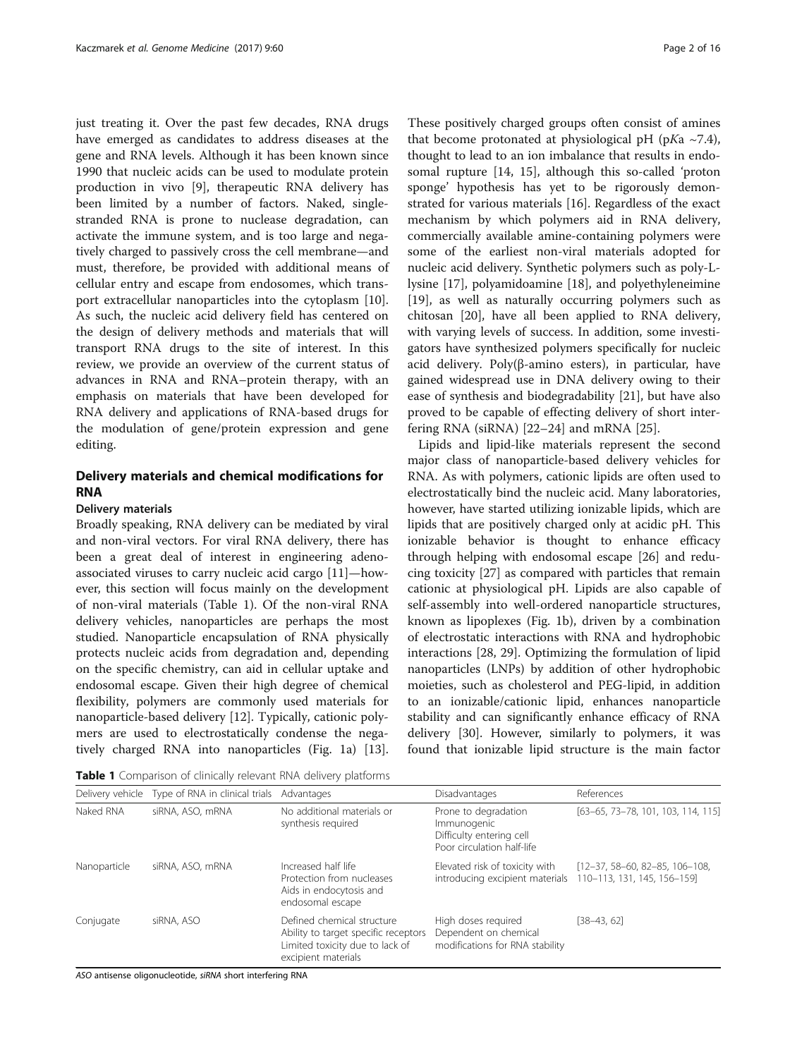just treating it. Over the past few decades, RNA drugs have emerged as candidates to address diseases at the gene and RNA levels. Although it has been known since 1990 that nucleic acids can be used to modulate protein production in vivo [9], therapeutic RNA delivery has been limited by a number of factors. Naked, single-stranded RNA is prone to nuclease degradation, can activate the immune system, and is too large and negatively charged to passively cross the cell membrane—and must, therefore, be provided with additional means of cellular entry and escape from endosomes, which transport extracellular nanoparticles into the cytoplasm [10]. As such, the nucleic acid delivery field has centered on the design of delivery methods and materials that will transport RNA drugs to the site of interest. In this review, we provide an overview of the current status of advances in RNA and RNA–protein therapy, with an emphasis on materials that have been developed for RNA delivery and applications of RNA-based drugs for the modulation of gene/protein expression and gene editing.

## Delivery materials and chemical modifications for RNA

### Delivery materials

Broadly speaking, RNA delivery can be mediated by viral and non-viral vectors. For viral RNA delivery, there has been a great deal of interest in engineering adeno-associated viruses to carry nucleic acid cargo [11]—however, this section will focus mainly on the development of non-viral materials (Table 1). Of the non-viral RNA delivery vehicles, nanoparticles are perhaps the most studied. Nanoparticle encapsulation of RNA physically protects nucleic acids from degradation and, depending on the specific chemistry, can aid in cellular uptake and endosomal escape. Given their high degree of chemical flexibility, polymers are commonly used materials for nanoparticle-based delivery [12]. Typically, cationic polymers are used to electrostatically condense the negatively charged RNA into nanoparticles (Fig. 1a) [13]. These positively charged groups often consist of amines that become protonated at physiological pH (p*K*a ~7.4), thought to lead to an ion imbalance that results in endosomal rupture [14, 15], although this so-called 'proton sponge' hypothesis has yet to be rigorously demonstrated for various materials [16]. Regardless of the exact mechanism by which polymers aid in RNA delivery, commercially available amine-containing polymers were some of the earliest non-viral materials adopted for nucleic acid delivery. Synthetic polymers such as poly-L-lysine [17], polyamidoamine [18], and polyethyleneimine [19], as well as naturally occurring polymers such as chitosan [20], have all been applied to RNA delivery, with varying levels of success. In addition, some investigators have synthesized polymers specifically for nucleic acid delivery. Poly(β-amino esters), in particular, have gained widespread use in DNA delivery owing to their ease of synthesis and biodegradability [21], but have also proved to be capable of effecting delivery of short interfering RNA (siRNA) [22–24] and mRNA [25].

Lipids and lipid-like materials represent the second major class of nanoparticle-based delivery vehicles for RNA. As with polymers, cationic lipids are often used to electrostatically bind the nucleic acid. Many laboratories, however, have started utilizing ionizable lipids, which are lipids that are positively charged only at acidic pH. This ionizable behavior is thought to enhance efficacy through helping with endosomal escape [26] and reducing toxicity [27] as compared with particles that remain cationic at physiological pH. Lipids are also capable of self-assembly into well-ordered nanoparticle structures, known as lipoplexes (Fig. 1b), driven by a combination of electrostatic interactions with RNA and hydrophobic interactions [28, 29]. Optimizing the formulation of lipid nanoparticles (LNPs) by addition of other hydrophobic moieties, such as cholesterol and PEG-lipid, in addition to an ionizable/cationic lipid, enhances nanoparticle stability and can significantly enhance efficacy of RNA delivery [30]. However, similarly to polymers, it was found that ionizable lipid structure is the main factor

**Table 1** Comparison of clinically relevant RNA delivery platforms

| Delivery vehicle | Type of RNA in clinical trials | Advantages | Disadvantages | References |
|---|---|---|---|---|
| Naked RNA | siRNA, ASO, mRNA | No additional materials or synthesis required | Prone to degradation<br>Immunogenic<br>Difficulty entering cell<br>Poor circulation half-life | [63–65, 73–78, 101, 103, 114, 115] |
| Nanoparticle | siRNA, ASO, mRNA | Increased half life<br>Protection from nucleases<br>Aids in endocytosis and endosomal escape | Elevated risk of toxicity with introducing excipient materials | [12–37, 58–60, 82–85, 106–108, 110–113, 131, 145, 156–159] |
| Conjugate | siRNA, ASO | Defined chemical structure<br>Ability to target specific receptors<br>Limited toxicity due to lack of excipient materials | High doses required<br>Dependent on chemical modifications for RNA stability | [38–43, 62] |

*ASO* antisense oligonucleotide, *siRNA* short interfering RNA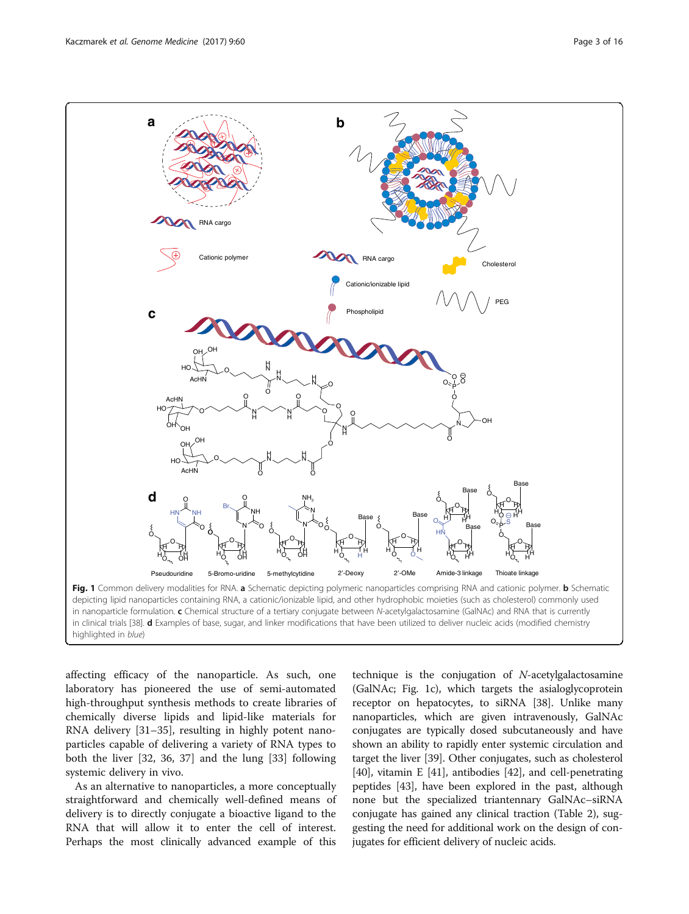Fig. 1 Common delivery modalities for RNA. **a** Schematic depicting polymeric nanoparticles comprising RNA and cationic polymer. **b** Schematic depicting lipid nanoparticles containing RNA, a cationic/ionizable lipid, and other hydrophobic moieties (such as cholesterol) commonly used in nanoparticle formulation. **c** Chemical structure of a tertiary conjugate between *N*-acetylgalactosamine (GalNAc) and RNA that is currently in clinical trials [38]. **d** Examples of base, sugar, and linker modifications that have been utilized to deliver nucleic acids (modified chemistry highlighted in *blue*)

affecting efficacy of the nanoparticle. As such, one laboratory has pioneered the use of semi-automated high-throughput synthesis methods to create libraries of chemically diverse lipids and lipid-like materials for RNA delivery [31–35], resulting in highly potent nanoparticles capable of delivering a variety of RNA types to both the liver [32, 36, 37] and the lung [33] following systemic delivery in vivo.

As an alternative to nanoparticles, a more conceptually straightforward and chemically well-defined means of delivery is to directly conjugate a bioactive ligand to the RNA that will allow it to enter the cell of interest. Perhaps the most clinically advanced example of this technique is the conjugation of *N*-acetylgalactosamine (GalNAc; Fig. 1c), which targets the asialoglycoprotein receptor on hepatocytes, to siRNA [38]. Unlike many nanoparticles, which are given intravenously, GalNAc conjugates are typically dosed subcutaneously and have shown an ability to rapidly enter systemic circulation and target the liver [39]. Other conjugates, such as cholesterol [40], vitamin E [41], antibodies [42], and cell-penetrating peptides [43], have been explored in the past, although none but the specialized triantennary GalNAc–siRNA conjugate has gained any clinical traction (Table 2), suggesting the need for additional work on the design of conjugates for efficient delivery of nucleic acids.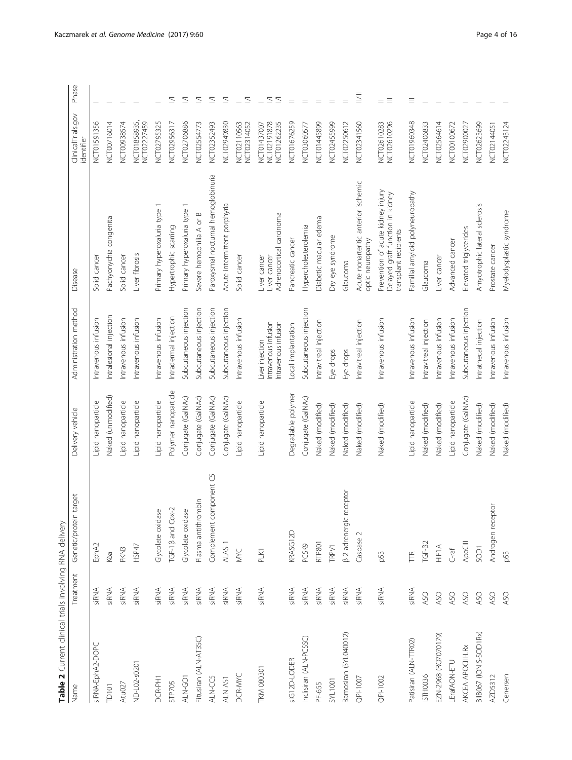**Table 2** Current clinical trials involving RNA delivery

| Name | Treatment | Genetic/protein target | Delivery vehicle | Administration method | Disease | ClinicalTrials.gov identifier | Phase |
|---|---|---|---|---|---|---|---|
| siRNA-EphA2-DOPC | siRNA | EphA2 | Lipid nanoparticle | Intravenous infusion | Solid cancer | NCT01591356 | I |
| TD101 | siRNA | K6a | Naked (unmodified) | Intralesional injection | Pachyonychia congenita | NCT00716014 | I |
| Atu027 | siRNA | PKN3 | Lipid nanoparticle | Intravenous infusion | Solid cancer | NCT00938574 | I |
| ND-L02-s0201 | siRNA | HSP47 | Lipid nanoparticle | Intravenous infusion | Liver fibrosis | NCT01858935, NCT02227459 | I |
| DCR-PH1 | siRNA | Glycolate oxidase | Lipid nanoparticle | Intravenous infusion | Primary hyperoxaluria type 1 | NCT02795325 | I |
| STP705 | siRNA | TGF-1β and Cox-2 | Polymer nanoparticle | Intradermal injection | Hypertrophic scarring | NCT02956317 | I/II |
| ALN-GO1 | siRNA | Glycolate oxidase | Conjugate (GalNAc) | Subcutaneous injection | Primary hyperoxaluria type 1 | NCT02706886 | I/II |
| Fitusiran (ALN-AT3SC) | siRNA | Plasma antithrombin | Conjugate (GalNAc) | Subcutaneous injection | Severe hemophilia A or B | NCT02554773 | I/II |
| ALN-CC5 | siRNA | Complement component C5 | Conjugate (GalNAc) | Subcutaneous injection | Paroxysmal nocturnal hemoglobinuria | NCT02352493 | I/II |
| ALN-AS1 | siRNA | ALAS-1 | Conjugate (GalNAc) | Subcutaneous injection | Acute intermittent porphyria | NCT02949830 | I/II |
| DCR-MYC | siRNA | MYC | Lipid nanoparticle | Intravenous infusion | Solid cancer | NCT02110563<br>NCT02314052 | I<br>I/II |
| TKM 080301 | siRNA | PLK1 | Lipid nanoparticle | Liver injection<br>Intravenous infusion<br>Intravenous infusion | Liver cancer<br>Liver cancer<br>Adrenocortical carcinoma | NCT01437007<br>NCT02191878<br>NCT01262235 | I<br>I/II<br>I/II |
| siG12D-LODER | siRNA | KRASG12D | Degradable polymer | Local implantation | Pancreatic cancer | NCT01676259 | II |
| Inclisiran (ALN-PCSSC) | siRNA | PCSK9 | Conjugate (GalNAc) | Subcutaneous injection | Hypercholesterolemia | NCT03060577 | II |
| PF-655 | siRNA | RTP801 | Naked (modified) | Intravitreal injection | Diabetic macular edema | NCT01445899 | II |
| SYL1001 | siRNA | TRPV1 | Naked (modified) | Eye drops | Dry eye syndrome | NCT02455999 | II |
| Bamosiran (SYL040012) | siRNA | β-2 adrenergic receptor | Naked (modified) | Eye drops | Glaucoma | NCT02250612 | II |
| QPI-1007 | siRNA | Caspase 2 | Naked (modified) | Intravitreal injection | Acute nonarteritic anterior ischemic optic neuropathy | NCT02341560 | II/III |
| QPI-1002 | siRNA | p53 | Naked (modified) | Intravenous infusion | Prevention of acute kidney injury<br>Delayed graft function in kidney transplant recipients | NCT02610283<br>NCT02610296 | II<br>III |
| Patisiran (ALN-TTR02) | siRNA | TTR | Lipid nanoparticle | Intravenous infusion | Familial amyloid polyneuropathy | NCT01960348 | III |
| ISTH0036 | ASO | TGF-β2 | Naked (modified) | Intravitreal injection | Glaucoma | NCT02406833 | I |
| EZN-2968 (RO7070179) | ASO | HIF1A | Naked (modified) | Intravenous infusion | Liver cancer | NCT02564614 | I |
| LErafAON-ETU | ASO | C-raf | Lipid nanoparticle | Intravenous infusion | Advanced cancer | NCT00100672 | I |
| AKCEA-APOCIII-LRx | ASO | ApoCIII | Conjugate (GalNAc) | Subcutaneous injection | Elevated triglycerides | NCT02900027 | I |
| BIIB067 (IONIS-SOD1Rx) | ASO | SOD1 | Naked (modified) | Intrathecal injection | Amyotrophic lateral sclerosis | NCT02623699 | I |
| AZD5312 | ASO | Androgen receptor | Naked (modified) | Intravenous infusion | Prostate cancer | NCT02144051 | I |
| Cenersen | ASO | p53 | Naked (modified) | Intravenous infusion | Myelodysplastic syndrome | NCT02243124 | I |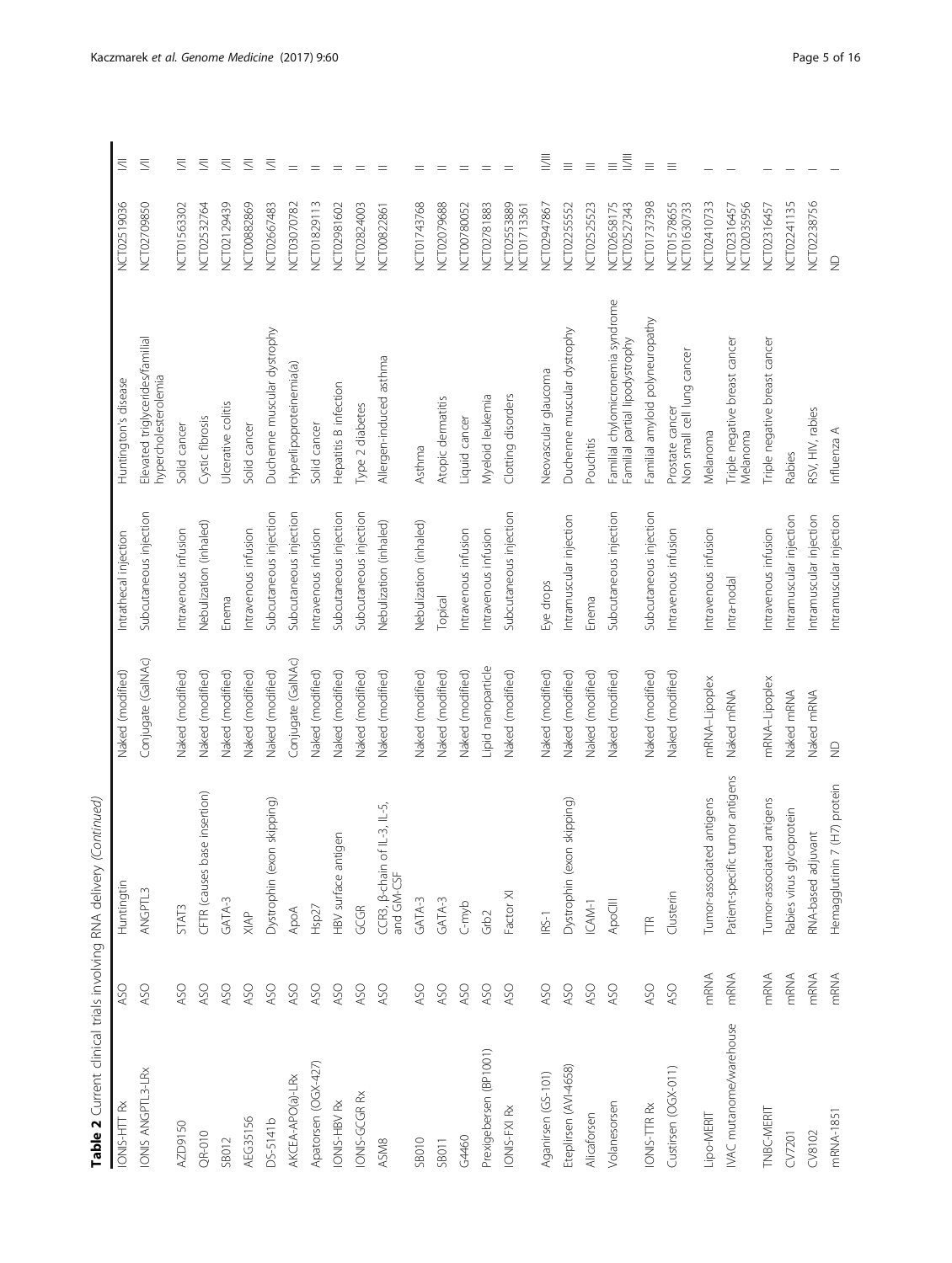**Table 2** Current clinical trials involving RNA delivery *(Continued)*

| | | | | | | | |
|---|---|---|---|---|---|---|---|
| IONIS-HTT Rx | ASO | Huntingtin | Naked (modified) | Intrathecal injection | Huntington's disease | NCT02519036 | I/II |
| IONIS ANGPTL3-LRx | ASO | ANGPTL3 | Conjugate (GalNAc) | Subcutaneous injection | Elevated triglycerides/familial hypercholesterolemia | NCT02709850 | I/II |
| AZD9150 | ASO | STAT3 | Naked (modified) | Intravenous infusion | Solid cancer | NCT01563302 | I/II |
| QR-010 | ASO | CFTR (causes base insertion) | Naked (modified) | Nebulization (inhaled) | Cystic fibrosis | NCT02532764 | I/II |
| SB012 | ASO | GATA-3 | Naked (modified) | Enema | Ulcerative colitis | NCT02129439 | I/II |
| AEG35156 | ASO | XIAP | Naked (modified) | Intravenous infusion | Solid cancer | NCT00882869 | I/II |
| DS-5141b | ASO | Dystrophin (exon skipping) | Naked (modified) | Subcutaneous injection | Duchenne muscular dystrophy | NCT02667483 | I/II |
| AKCEA-APO(a)-LRx | ASO | ApoA | Conjugate (GalNAc) | Subcutaneous injection | Hyperlipoproteinemia(a) | NCT03070782 | II |
| Apatorsen (OGX-427) | ASO | Hsp27 | Naked (modified) | Intravenous infusion | Solid cancer | NCT01829113 | II |
| IONIS-HBV Rx | ASO | HBV surface antigen | Naked (modified) | Subcutaneous injection | Hepatitis B infection | NCT02981602 | II |
| IONIS-GCGR Rx | ASO | GCGR | Naked (modified) | Subcutaneous injection | Type 2 diabetes | NCT02824003 | II |
| ASM8 | ASO | CCR3, β-chain of IL-3, IL-5, and GM-CSF | Naked (modified) | Nebulization (inhaled) | Allergen-induced asthma | NCT00822861 | II |
| SB010 | ASO | GATA-3 | Naked (modified) | Nebulization (inhaled) | Asthma | NCT01743768 | II |
| SB011 | ASO | GATA-3 | Naked (modified) | Topical | Atopic dermatitis | NCT02079688 | II |
| G4460 | ASO | C-myb | Naked (modified) | Intravenous infusion | Liquid cancer | NCT00780052 | II |
| Prexigebersen (BP1001) | ASO | Grb2 | Lipid nanoparticle | Intravenous infusion | Myeloid leukemia | NCT02781883 | II |
| IONIS-FXI Rx | ASO | Factor XI | Naked (modified) | Subcutaneous injection | Clotting disorders | NCT02553889<br>NCT01713361 | II |
| Aganirsen (GS-101) | ASO | IRS-1 | Naked (modified) | Eye drops | Neovascular glaucoma | NCT02947867 | II/III |
| Eteplirsen (AVI-4658) | ASO | Dystrophin (exon skipping) | Naked (modified) | Intramuscular injection | Duchenne muscular dystrophy | NCT02255552 | III |
| Alicaforsen | ASO | ICAM-1 | Naked (modified) | Enema | Pouchitis | NCT02525523 | III |
| Volanesorsen | ASO | ApoCIII | Naked (modified) | Subcutaneous injection | Familial chylomicronemia syndrome<br>Familial partial lipodystrophy | NCT02658175<br>NCT02527343 | III<br>II/III |
| IONIS-TTR Rx | ASO | TTR | Naked (modified) | Subcutaneous injection | Familial amyloid polyneuropathy | NCT01737398 | III |
| Custirsen (OGX-011) | ASO | Clusterin | Naked (modified) | Intravenous infusion | Prostate cancer<br>Non small cell lung cancer | NCT01578655<br>NCT01630733 | III |
| Lipo-MERIT | mRNA | Tumor-associated antigens | mRNA–Lipoplex | Intravenous infusion | Melanoma | NCT02410733 | I |
| IVAC mutanome/warehouse | mRNA | Patient-specific tumor antigens | Naked mRNA | Intra-nodal | Triple negative breast cancer<br>Melanoma | NCT02316457<br>NCT02035956 | I |
| TNBC-MERIT | mRNA | Tumor-associated antigens | mRNA–Lipoplex | Intravenous infusion | Triple negative breast cancer | NCT02316457 | I |
| CV7201 | mRNA | Rabies virus glycoprotein | Naked mRNA | Intramuscular injection | Rabies | NCT02241135 | I |
| CV8102 | mRNA | RNA-based adjuvant | Naked mRNA | Intramuscular injection | RSV, HIV, rabies | NCT02238756 | I |
| mRNA-1851 | mRNA | Hemagglutinin 7 (H7) protein | ND | Intramuscular injection | Influenza A | ND | I |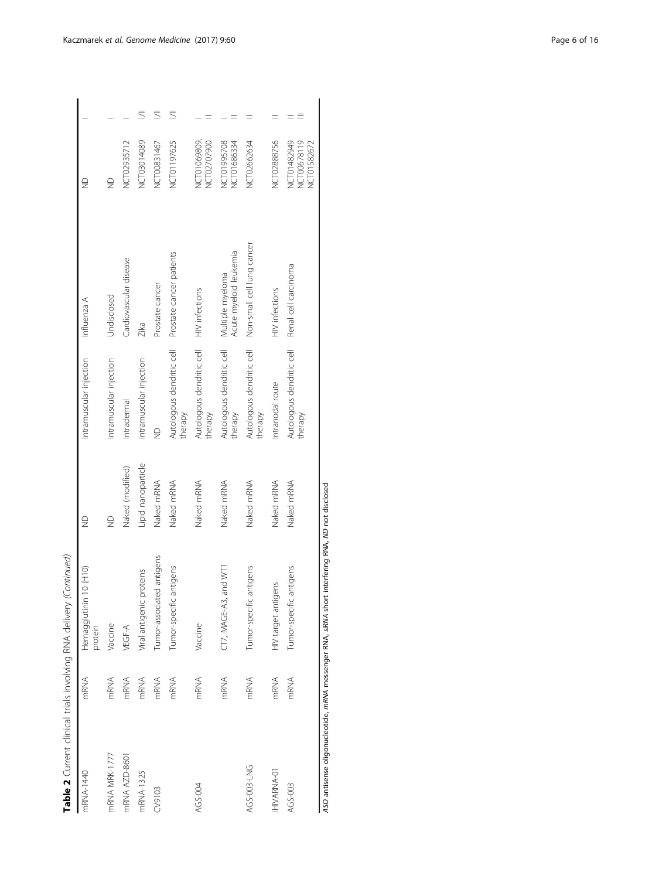**Table 2** Current clinical trials involving RNA delivery *(Continued)*

| | | | | | | | |
|---|---|---|---|---|---|---|---|
| mRNA-1440 | mRNA | Hemagglutinin 10 (H10) protein | ND | Intramuscular injection | Influenza A | ND | I |
| mRNA MRK-1777 | mRNA | Vaccine | ND | Intramuscular injection | Undisclosed | ND | I |
| mRNA AZD-8601 | mRNA | VEGF-A | Naked (modified) | Intradermal | Cardiovascular disease | NCT02935712 | I |
| mRNA-1325 | mRNA | Viral antigenic proteins | Lipid nanoparticle | Intramuscular injection | Zika | NCT03014089 | I/II |
| CV9103 | mRNA | Tumor-associated antigens | Naked mRNA | ND | Prostate cancer | NCT00831467 | I/II |
| | mRNA | Tumor-specific antigens | Naked mRNA | Autologous dendritic cell therapy | Prostate cancer patients | NCT01197625 | I/II |
| AGS-004 | mRNA | Vaccine | Naked mRNA | Autologous dendritic cell therapy | HIV infections | NCT01069809, NCT02707900 | I<br>II |
| | mRNA | CT7, MAGE-A3, and WT1 | Naked mRNA | Autologous dendritic cell therapy | Multiple myeloma<br>Acute myeloid leukemia | NCT01995708<br>NCT01686334 | I<br>II |
| AGS-003-LNG | mRNA | Tumor-specific antigens | Naked mRNA | Autologous dendritic cell therapy | Non-small cell lung cancer | NCT02662634 | II |
| iHIVARNA-01 | mRNA | HIV target antigens | Naked mRNA | Intranodal route | HIV infections | NCT02888756 | II |
| AGS-003 | mRNA | Tumor-specific antigens | Naked mRNA | Autologous dendritic cell therapy | Renal cell carcinoma | NCT01482949<br>NCT00678119<br>NCT01582672 | II<br>II<br>III |

*ASO* antisense oligonucleotide, *mRNA* messenger RNA, *siRNA* short interfering RNA, *ND* not disclosed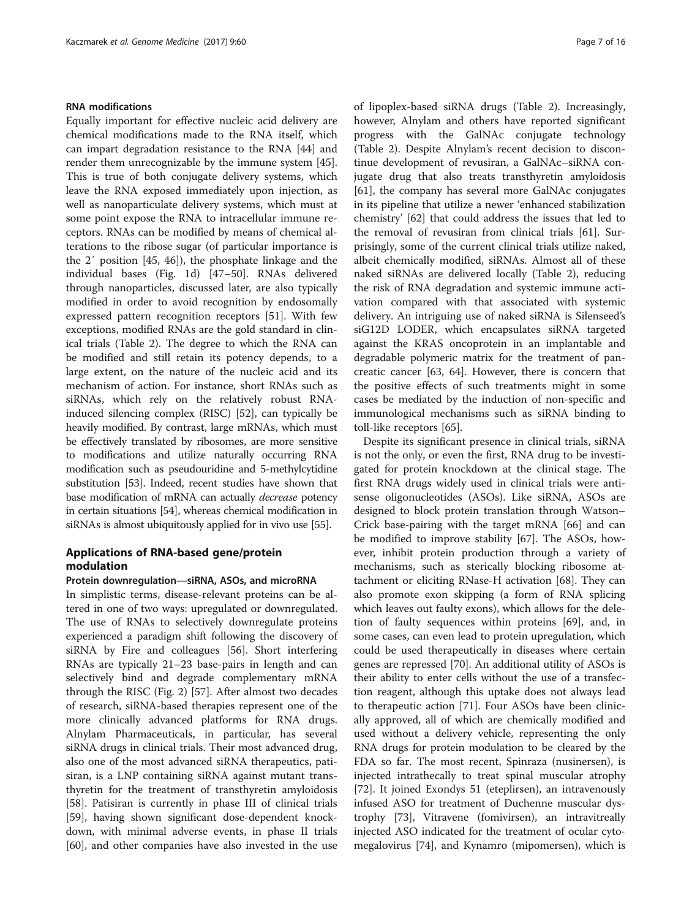### RNA modifications

Equally important for effective nucleic acid delivery are chemical modifications made to the RNA itself, which can impart degradation resistance to the RNA [44] and render them unrecognizable by the immune system [45]. This is true of both conjugate delivery systems, which leave the RNA exposed immediately upon injection, as well as nanoparticulate delivery systems, which must at some point expose the RNA to intracellular immune receptors. RNAs can be modified by means of chemical alterations to the ribose sugar (of particular importance is the 2′ position [45, 46]), the phosphate linkage and the individual bases (Fig. 1d) [47–50]. RNAs delivered through nanoparticles, discussed later, are also typically modified in order to avoid recognition by endosomally expressed pattern recognition receptors [51]. With few exceptions, modified RNAs are the gold standard in clinical trials (Table 2). The degree to which the RNA can be modified and still retain its potency depends, to a large extent, on the nature of the nucleic acid and its mechanism of action. For instance, short RNAs such as siRNAs, which rely on the relatively robust RNA-induced silencing complex (RISC) [52], can typically be heavily modified. By contrast, large mRNAs, which must be effectively translated by ribosomes, are more sensitive to modifications and utilize naturally occurring RNA modification such as pseudouridine and 5-methylcytidine substitution [53]. Indeed, recent studies have shown that base modification of mRNA can actually *decrease* potency in certain situations [54], whereas chemical modification in siRNAs is almost ubiquitously applied for in vivo use [55].

## Applications of RNA-based gene/protein modulation

### Protein downregulation—siRNA, ASOs, and microRNA

In simplistic terms, disease-relevant proteins can be altered in one of two ways: upregulated or downregulated. The use of RNAs to selectively downregulate proteins experienced a paradigm shift following the discovery of siRNA by Fire and colleagues [56]. Short interfering RNAs are typically 21–23 base-pairs in length and can selectively bind and degrade complementary mRNA through the RISC (Fig. 2) [57]. After almost two decades of research, siRNA-based therapies represent one of the more clinically advanced platforms for RNA drugs. Alnylam Pharmaceuticals, in particular, has several siRNA drugs in clinical trials. Their most advanced drug, also one of the most advanced siRNA therapeutics, patisiran, is a LNP containing siRNA against mutant transthyretin for the treatment of transthyretin amyloidosis [58]. Patisiran is currently in phase III of clinical trials [59], having shown significant dose-dependent knockdown, with minimal adverse events, in phase II trials [60], and other companies have also invested in the use of lipoplex-based siRNA drugs (Table 2). Increasingly, however, Alnylam and others have reported significant progress with the GalNAc conjugate technology (Table 2). Despite Alnylam's recent decision to discontinue development of revusiran, a GalNAc–siRNA conjugate drug that also treats transthyretin amyloidosis [61], the company has several more GalNAc conjugates in its pipeline that utilize a newer 'enhanced stabilization chemistry' [62] that could address the issues that led to the removal of revusiran from clinical trials [61]. Surprisingly, some of the current clinical trials utilize naked, albeit chemically modified, siRNAs. Almost all of these naked siRNAs are delivered locally (Table 2), reducing the risk of RNA degradation and systemic immune activation compared with that associated with systemic delivery. An intriguing use of naked siRNA is Silenseed's siG12D LODER, which encapsulates siRNA targeted against the KRAS oncoprotein in an implantable and degradable polymeric matrix for the treatment of pancreatic cancer [63, 64]. However, there is concern that the positive effects of such treatments might in some cases be mediated by the induction of non-specific and immunological mechanisms such as siRNA binding to toll-like receptors [65].

Despite its significant presence in clinical trials, siRNA is not the only, or even the first, RNA drug to be investigated for protein knockdown at the clinical stage. The first RNA drugs widely used in clinical trials were antisense oligonucleotides (ASOs). Like siRNA, ASOs are designed to block protein translation through Watson–Crick base-pairing with the target mRNA [66] and can be modified to improve stability [67]. The ASOs, however, inhibit protein production through a variety of mechanisms, such as sterically blocking ribosome attachment or eliciting RNase-H activation [68]. They can also promote exon skipping (a form of RNA splicing which leaves out faulty exons), which allows for the deletion of faulty sequences within proteins [69], and, in some cases, can even lead to protein upregulation, which could be used therapeutically in diseases where certain genes are repressed [70]. An additional utility of ASOs is their ability to enter cells without the use of a transfection reagent, although this uptake does not always lead to therapeutic action [71]. Four ASOs have been clinically approved, all of which are chemically modified and used without a delivery vehicle, representing the only RNA drugs for protein modulation to be cleared by the FDA so far. The most recent, Spinraza (nusinersen), is injected intrathecally to treat spinal muscular atrophy [72]. It joined Exondys 51 (eteplirsen), an intravenously infused ASO for treatment of Duchenne muscular dystrophy [73], Vitravene (fomivirsen), an intravitreally injected ASO indicated for the treatment of ocular cytomegalovirus [74], and Kynamro (mipomersen), which is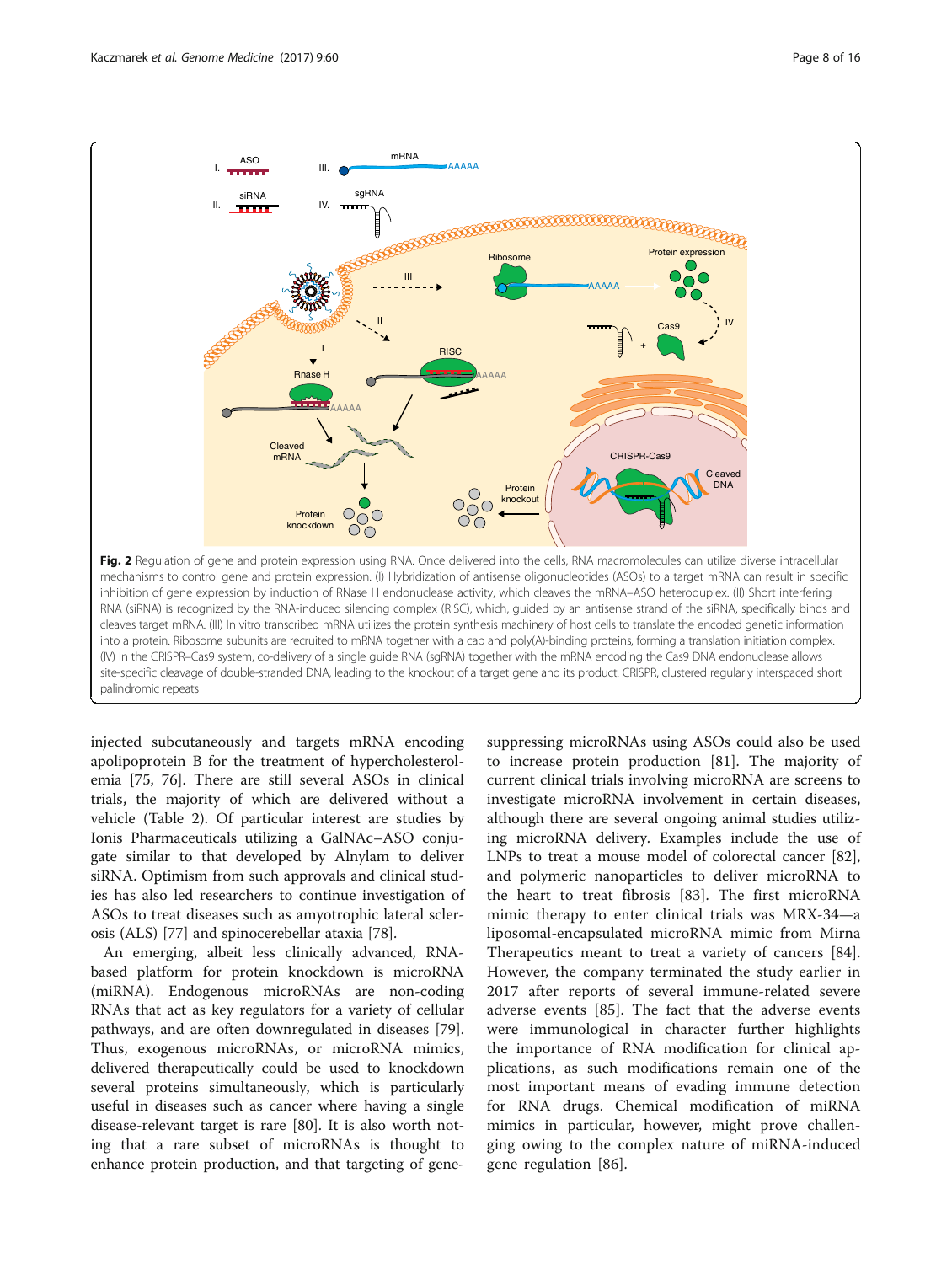**Fig. 2** Regulation of gene and protein expression using RNA. Once delivered into the cells, RNA macromolecules can utilize diverse intracellular mechanisms to control gene and protein expression. (I) Hybridization of antisense oligonucleotides (ASOs) to a target mRNA can result in specific inhibition of gene expression by induction of RNase H endonuclease activity, which cleaves the mRNA–ASO heteroduplex. (II) Short interfering RNA (siRNA) is recognized by the RNA-induced silencing complex (RISC), which, guided by an antisense strand of the siRNA, specifically binds and cleaves target mRNA. (III) In vitro transcribed mRNA utilizes the protein synthesis machinery of host cells to translate the encoded genetic information into a protein. Ribosome subunits are recruited to mRNA together with a cap and poly(A)-binding proteins, forming a translation initiation complex. (IV) In the CRISPR–Cas9 system, co-delivery of a single guide RNA (sgRNA) together with the mRNA encoding the Cas9 DNA endonuclease allows site-specific cleavage of double-stranded DNA, leading to the knockout of a target gene and its product. CRISPR, clustered regularly interspaced short palindromic repeats

injected subcutaneously and targets mRNA encoding apolipoprotein B for the treatment of hypercholesterolemia [75, 76]. There are still several ASOs in clinical trials, the majority of which are delivered without a vehicle (Table 2). Of particular interest are studies by Ionis Pharmaceuticals utilizing a GalNAc–ASO conjugate similar to that developed by Alnylam to deliver siRNA. Optimism from such approvals and clinical studies has also led researchers to continue investigation of ASOs to treat diseases such as amyotrophic lateral sclerosis (ALS) [77] and spinocerebellar ataxia [78].

An emerging, albeit less clinically advanced, RNA-based platform for protein knockdown is microRNA (miRNA). Endogenous microRNAs are non-coding RNAs that act as key regulators for a variety of cellular pathways, and are often downregulated in diseases [79]. Thus, exogenous microRNAs, or microRNA mimics, delivered therapeutically could be used to knockdown several proteins simultaneously, which is particularly useful in diseases such as cancer where having a single disease-relevant target is rare [80]. It is also worth noting that a rare subset of microRNAs is thought to enhance protein production, and that targeting of gene-suppressing microRNAs using ASOs could also be used to increase protein production [81]. The majority of current clinical trials involving microRNA are screens to investigate microRNA involvement in certain diseases, although there are several ongoing animal studies utilizing microRNA delivery. Examples include the use of LNPs to treat a mouse model of colorectal cancer [82], and polymeric nanoparticles to deliver microRNA to the heart to treat fibrosis [83]. The first microRNA mimic therapy to enter clinical trials was MRX-34—a liposomal-encapsulated microRNA mimic from Mirna Therapeutics meant to treat a variety of cancers [84]. However, the company terminated the study earlier in 2017 after reports of several immune-related severe adverse events [85]. The fact that the adverse events were immunological in character further highlights the importance of RNA modification for clinical applications, as such modifications remain one of the most important means of evading immune detection for RNA drugs. Chemical modification of miRNA mimics in particular, however, might prove challenging owing to the complex nature of miRNA-induced gene regulation [86].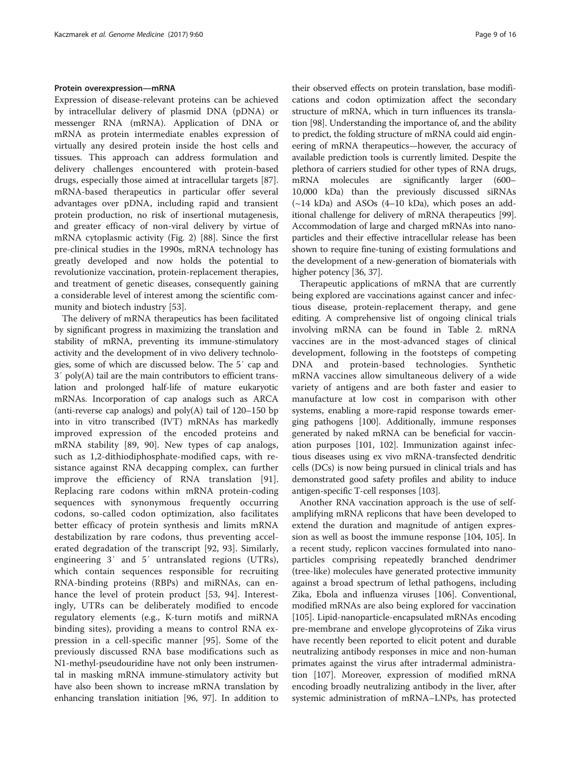#### Protein overexpression—mRNA

Expression of disease-relevant proteins can be achieved by intracellular delivery of plasmid DNA (pDNA) or messenger RNA (mRNA). Application of DNA or mRNA as protein intermediate enables expression of virtually any desired protein inside the host cells and tissues. This approach can address formulation and delivery challenges encountered with protein-based drugs, especially those aimed at intracellular targets [87]. mRNA-based therapeutics in particular offer several advantages over pDNA, including rapid and transient protein production, no risk of insertional mutagenesis, and greater efficacy of non-viral delivery by virtue of mRNA cytoplasmic activity (Fig. 2) [88]. Since the first pre-clinical studies in the 1990s, mRNA technology has greatly developed and now holds the potential to revolutionize vaccination, protein-replacement therapies, and treatment of genetic diseases, consequently gaining a considerable level of interest among the scientific community and biotech industry [53].

The delivery of mRNA therapeutics has been facilitated by significant progress in maximizing the translation and stability of mRNA, preventing its immune-stimulatory activity and the development of in vivo delivery technologies, some of which are discussed below. The 5′ cap and 3′ poly(A) tail are the main contributors to efficient translation and prolonged half-life of mature eukaryotic mRNAs. Incorporation of cap analogs such as ARCA (anti-reverse cap analogs) and poly(A) tail of 120–150 bp into in vitro transcribed (IVT) mRNAs has markedly improved expression of the encoded proteins and mRNA stability [89, 90]. New types of cap analogs, such as 1,2-dithiodiphosphate-modified caps, with resistance against RNA decapping complex, can further improve the efficiency of RNA translation [91]. Replacing rare codons within mRNA protein-coding sequences with synonymous frequently occurring codons, so-called codon optimization, also facilitates better efficacy of protein synthesis and limits mRNA destabilization by rare codons, thus preventing accelerated degradation of the transcript [92, 93]. Similarly, engineering 3′ and 5′ untranslated regions (UTRs), which contain sequences responsible for recruiting RNA-binding proteins (RBPs) and miRNAs, can enhance the level of protein product [53, 94]. Interestingly, UTRs can be deliberately modified to encode regulatory elements (e.g., K-turn motifs and miRNA binding sites), providing a means to control RNA expression in a cell-specific manner [95]. Some of the previously discussed RNA base modifications such as N1-methyl-pseudouridine have not only been instrumental in masking mRNA immune-stimulatory activity but have also been shown to increase mRNA translation by enhancing translation initiation [96, 97]. In addition to their observed effects on protein translation, base modifications and codon optimization affect the secondary structure of mRNA, which in turn influences its translation [98]. Understanding the importance of, and the ability to predict, the folding structure of mRNA could aid engineering of mRNA therapeutics—however, the accuracy of available prediction tools is currently limited. Despite the plethora of carriers studied for other types of RNA drugs, mRNA molecules are significantly larger (600–10,000 kDa) than the previously discussed siRNAs (~14 kDa) and ASOs (4–10 kDa), which poses an additional challenge for delivery of mRNA therapeutics [99]. Accommodation of large and charged mRNAs into nanoparticles and their effective intracellular release has been shown to require fine-tuning of existing formulations and the development of a new-generation of biomaterials with higher potency [36, 37].

Therapeutic applications of mRNA that are currently being explored are vaccinations against cancer and infectious disease, protein-replacement therapy, and gene editing. A comprehensive list of ongoing clinical trials involving mRNA can be found in Table 2. mRNA vaccines are in the most-advanced stages of clinical development, following in the footsteps of competing DNA and protein-based technologies. Synthetic mRNA vaccines allow simultaneous delivery of a wide variety of antigens and are both faster and easier to manufacture at low cost in comparison with other systems, enabling a more-rapid response towards emerging pathogens [100]. Additionally, immune responses generated by naked mRNA can be beneficial for vaccination purposes [101, 102]. Immunization against infectious diseases using ex vivo mRNA-transfected dendritic cells (DCs) is now being pursued in clinical trials and has demonstrated good safety profiles and ability to induce antigen-specific T-cell responses [103].

Another RNA vaccination approach is the use of self-amplifying mRNA replicons that have been developed to extend the duration and magnitude of antigen expression as well as boost the immune response [104, 105]. In a recent study, replicon vaccines formulated into nanoparticles comprising repeatedly branched dendrimer (tree-like) molecules have generated protective immunity against a broad spectrum of lethal pathogens, including Zika, Ebola and influenza viruses [106]. Conventional, modified mRNAs are also being explored for vaccination [105]. Lipid-nanoparticle-encapsulated mRNAs encoding pre-membrane and envelope glycoproteins of Zika virus have recently been reported to elicit potent and durable neutralizing antibody responses in mice and non-human primates against the virus after intradermal administration [107]. Moreover, expression of modified mRNA encoding broadly neutralizing antibody in the liver, after systemic administration of mRNA–LNPs, has protected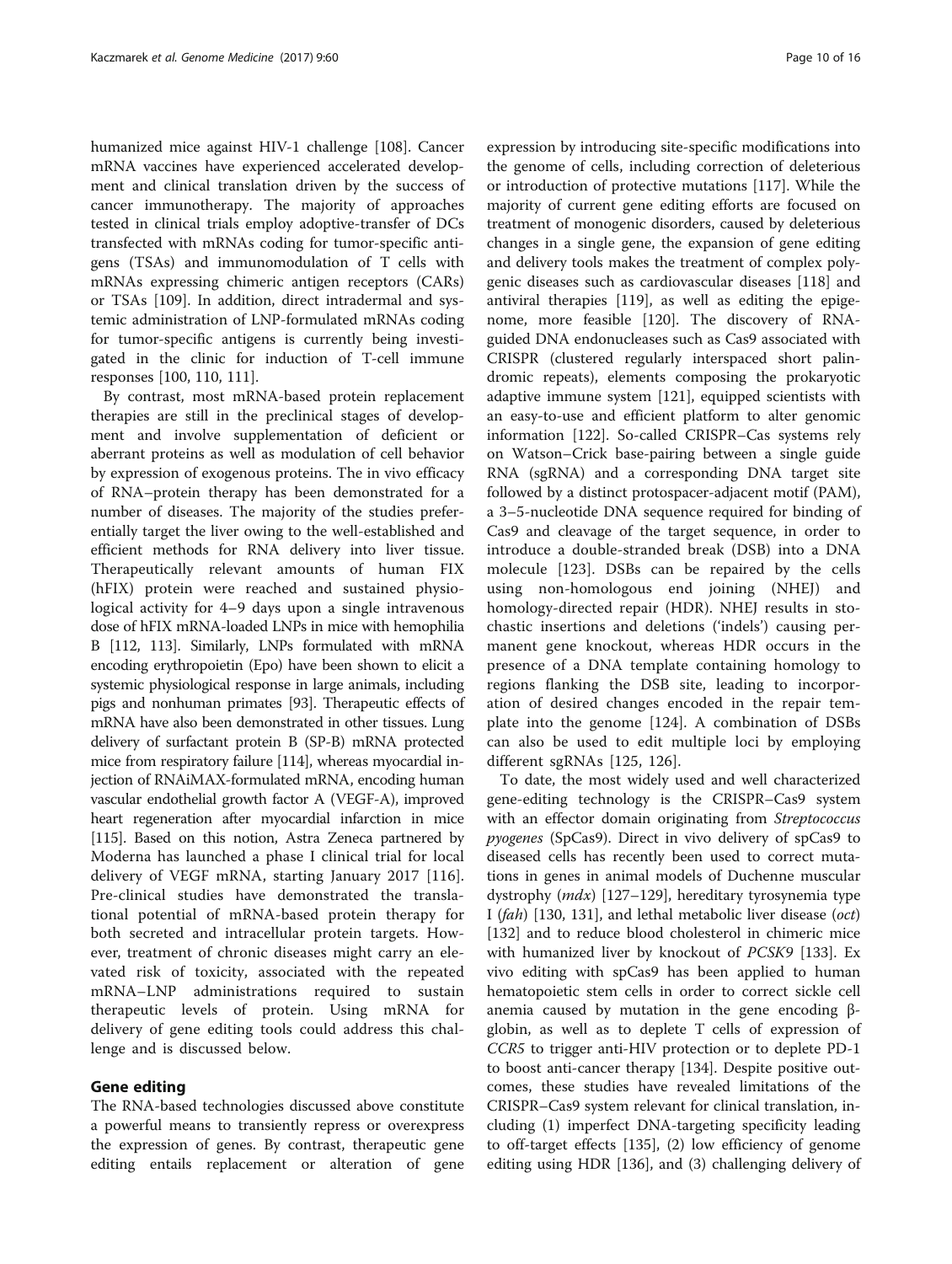humanized mice against HIV-1 challenge [108]. Cancer mRNA vaccines have experienced accelerated development and clinical translation driven by the success of cancer immunotherapy. The majority of approaches tested in clinical trials employ adoptive-transfer of DCs transfected with mRNAs coding for tumor-specific antigens (TSAs) and immunomodulation of T cells with mRNAs expressing chimeric antigen receptors (CARs) or TSAs [109]. In addition, direct intradermal and systemic administration of LNP-formulated mRNAs coding for tumor-specific antigens is currently being investigated in the clinic for induction of T-cell immune responses [100, 110, 111].

By contrast, most mRNA-based protein replacement therapies are still in the preclinical stages of development and involve supplementation of deficient or aberrant proteins as well as modulation of cell behavior by expression of exogenous proteins. The in vivo efficacy of RNA–protein therapy has been demonstrated for a number of diseases. The majority of the studies preferentially target the liver owing to the well-established and efficient methods for RNA delivery into liver tissue. Therapeutically relevant amounts of human FIX (hFIX) protein were reached and sustained physiological activity for 4–9 days upon a single intravenous dose of hFIX mRNA-loaded LNPs in mice with hemophilia B [112, 113]. Similarly, LNPs formulated with mRNA encoding erythropoietin (Epo) have been shown to elicit a systemic physiological response in large animals, including pigs and nonhuman primates [93]. Therapeutic effects of mRNA have also been demonstrated in other tissues. Lung delivery of surfactant protein B (SP-B) mRNA protected mice from respiratory failure [114], whereas myocardial injection of RNAiMAX-formulated mRNA, encoding human vascular endothelial growth factor A (VEGF-A), improved heart regeneration after myocardial infarction in mice [115]. Based on this notion, Astra Zeneca partnered by Moderna has launched a phase I clinical trial for local delivery of VEGF mRNA, starting January 2017 [116]. Pre-clinical studies have demonstrated the translational potential of mRNA-based protein therapy for both secreted and intracellular protein targets. However, treatment of chronic diseases might carry an elevated risk of toxicity, associated with the repeated mRNA–LNP administrations required to sustain therapeutic levels of protein. Using mRNA for delivery of gene editing tools could address this challenge and is discussed below.

## Gene editing

The RNA-based technologies discussed above constitute a powerful means to transiently repress or overexpress the expression of genes. By contrast, therapeutic gene editing entails replacement or alteration of gene expression by introducing site-specific modifications into the genome of cells, including correction of deleterious or introduction of protective mutations [117]. While the majority of current gene editing efforts are focused on treatment of monogenic disorders, caused by deleterious changes in a single gene, the expansion of gene editing and delivery tools makes the treatment of complex polygenic diseases such as cardiovascular diseases [118] and antiviral therapies [119], as well as editing the epigenome, more feasible [120]. The discovery of RNA-guided DNA endonucleases such as Cas9 associated with CRISPR (clustered regularly interspaced short palindromic repeats), elements composing the prokaryotic adaptive immune system [121], equipped scientists with an easy-to-use and efficient platform to alter genomic information [122]. So-called CRISPR–Cas systems rely on Watson–Crick base-pairing between a single guide RNA (sgRNA) and a corresponding DNA target site followed by a distinct protospacer-adjacent motif (PAM), a 3–5-nucleotide DNA sequence required for binding of Cas9 and cleavage of the target sequence, in order to introduce a double-stranded break (DSB) into a DNA molecule [123]. DSBs can be repaired by the cells using non-homologous end joining (NHEJ) and homology-directed repair (HDR). NHEJ results in stochastic insertions and deletions ('indels') causing permanent gene knockout, whereas HDR occurs in the presence of a DNA template containing homology to regions flanking the DSB site, leading to incorporation of desired changes encoded in the repair template into the genome [124]. A combination of DSBs can also be used to edit multiple loci by employing different sgRNAs [125, 126].

To date, the most widely used and well characterized gene-editing technology is the CRISPR–Cas9 system with an effector domain originating from *Streptococcus pyogenes* (SpCas9). Direct in vivo delivery of spCas9 to diseased cells has recently been used to correct mutations in genes in animal models of Duchenne muscular dystrophy (*mdx*) [127–129], hereditary tyrosynemia type I (*fah*) [130, 131], and lethal metabolic liver disease (*oct*) [132] and to reduce blood cholesterol in chimeric mice with humanized liver by knockout of *PCSK9* [133]. Ex vivo editing with spCas9 has been applied to human hematopoietic stem cells in order to correct sickle cell anemia caused by mutation in the gene encoding β-globin, as well as to deplete T cells of expression of *CCR5* to trigger anti-HIV protection or to deplete PD-1 to boost anti-cancer therapy [134]. Despite positive outcomes, these studies have revealed limitations of the CRISPR–Cas9 system relevant for clinical translation, including (1) imperfect DNA-targeting specificity leading to off-target effects [135], (2) low efficiency of genome editing using HDR [136], and (3) challenging delivery of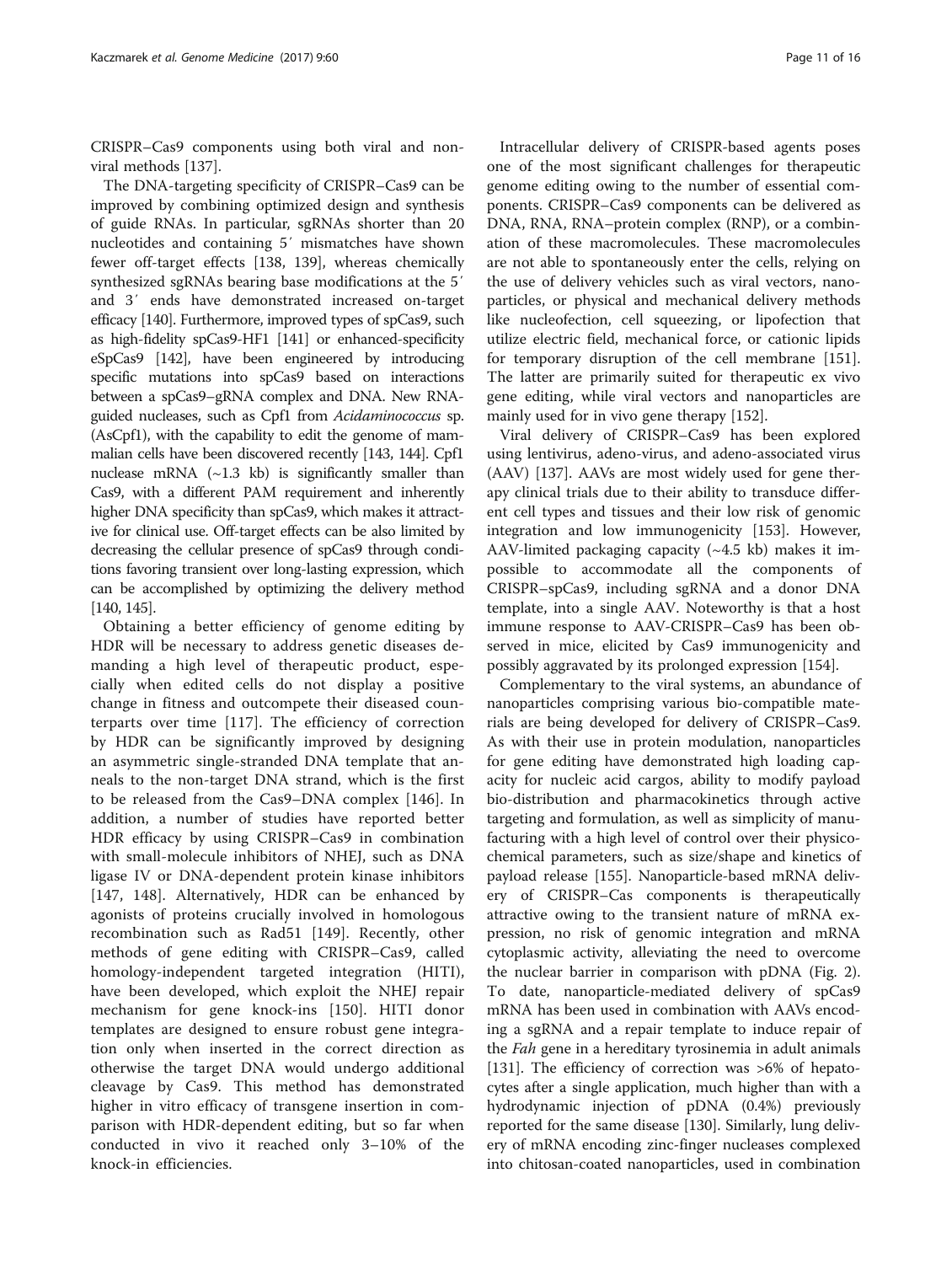CRISPR–Cas9 components using both viral and non-viral methods [137].

The DNA-targeting specificity of CRISPR–Cas9 can be improved by combining optimized design and synthesis of guide RNAs. In particular, sgRNAs shorter than 20 nucleotides and containing 5′ mismatches have shown fewer off-target effects [138, 139], whereas chemically synthesized sgRNAs bearing base modifications at the 5′ and 3′ ends have demonstrated increased on-target efficacy [140]. Furthermore, improved types of spCas9, such as high-fidelity spCas9-HF1 [141] or enhanced-specificity eSpCas9 [142], have been engineered by introducing specific mutations into spCas9 based on interactions between a spCas9–gRNA complex and DNA. New RNA-guided nucleases, such as Cpf1 from *Acidaminococcus* sp. (AsCpf1), with the capability to edit the genome of mammalian cells have been discovered recently [143, 144]. Cpf1 nuclease mRNA (~1.3 kb) is significantly smaller than Cas9, with a different PAM requirement and inherently higher DNA specificity than spCas9, which makes it attractive for clinical use. Off-target effects can be also limited by decreasing the cellular presence of spCas9 through conditions favoring transient over long-lasting expression, which can be accomplished by optimizing the delivery method [140, 145].

Obtaining a better efficiency of genome editing by HDR will be necessary to address genetic diseases demanding a high level of therapeutic product, especially when edited cells do not display a positive change in fitness and outcompete their diseased counterparts over time [117]. The efficiency of correction by HDR can be significantly improved by designing an asymmetric single-stranded DNA template that anneals to the non-target DNA strand, which is the first to be released from the Cas9–DNA complex [146]. In addition, a number of studies have reported better HDR efficacy by using CRISPR–Cas9 in combination with small-molecule inhibitors of NHEJ, such as DNA ligase IV or DNA-dependent protein kinase inhibitors [147, 148]. Alternatively, HDR can be enhanced by agonists of proteins crucially involved in homologous recombination such as Rad51 [149]. Recently, other methods of gene editing with CRISPR–Cas9, called homology-independent targeted integration (HITI), have been developed, which exploit the NHEJ repair mechanism for gene knock-ins [150]. HITI donor templates are designed to ensure robust gene integration only when inserted in the correct direction as otherwise the target DNA would undergo additional cleavage by Cas9. This method has demonstrated higher in vitro efficacy of transgene insertion in comparison with HDR-dependent editing, but so far when conducted in vivo it reached only 3–10% of the knock-in efficiencies.

Intracellular delivery of CRISPR-based agents poses one of the most significant challenges for therapeutic genome editing owing to the number of essential components. CRISPR–Cas9 components can be delivered as DNA, RNA, RNA–protein complex (RNP), or a combination of these macromolecules. These macromolecules are not able to spontaneously enter the cells, relying on the use of delivery vehicles such as viral vectors, nanoparticles, or physical and mechanical delivery methods like nucleofection, cell squeezing, or lipofection that utilize electric field, mechanical force, or cationic lipids for temporary disruption of the cell membrane [151]. The latter are primarily suited for therapeutic ex vivo gene editing, while viral vectors and nanoparticles are mainly used for in vivo gene therapy [152].

Viral delivery of CRISPR–Cas9 has been explored using lentivirus, adeno-virus, and adeno-associated virus (AAV) [137]. AAVs are most widely used for gene therapy clinical trials due to their ability to transduce different cell types and tissues and their low risk of genomic integration and low immunogenicity [153]. However, AAV-limited packaging capacity (~4.5 kb) makes it impossible to accommodate all the components of CRISPR–spCas9, including sgRNA and a donor DNA template, into a single AAV. Noteworthy is that a host immune response to AAV-CRISPR–Cas9 has been observed in mice, elicited by Cas9 immunogenicity and possibly aggravated by its prolonged expression [154].

Complementary to the viral systems, an abundance of nanoparticles comprising various bio-compatible materials are being developed for delivery of CRISPR–Cas9. As with their use in protein modulation, nanoparticles for gene editing have demonstrated high loading capacity for nucleic acid cargos, ability to modify payload bio-distribution and pharmacokinetics through active targeting and formulation, as well as simplicity of manufacturing with a high level of control over their physicochemical parameters, such as size/shape and kinetics of payload release [155]. Nanoparticle-based mRNA delivery of CRISPR–Cas components is therapeutically attractive owing to the transient nature of mRNA expression, no risk of genomic integration and mRNA cytoplasmic activity, alleviating the need to overcome the nuclear barrier in comparison with pDNA (Fig. 2). To date, nanoparticle-mediated delivery of spCas9 mRNA has been used in combination with AAVs encoding a sgRNA and a repair template to induce repair of the *Fah* gene in a hereditary tyrosinemia in adult animals [131]. The efficiency of correction was >6% of hepatocytes after a single application, much higher than with a hydrodynamic injection of pDNA (0.4%) previously reported for the same disease [130]. Similarly, lung delivery of mRNA encoding zinc-finger nucleases complexed into chitosan-coated nanoparticles, used in combination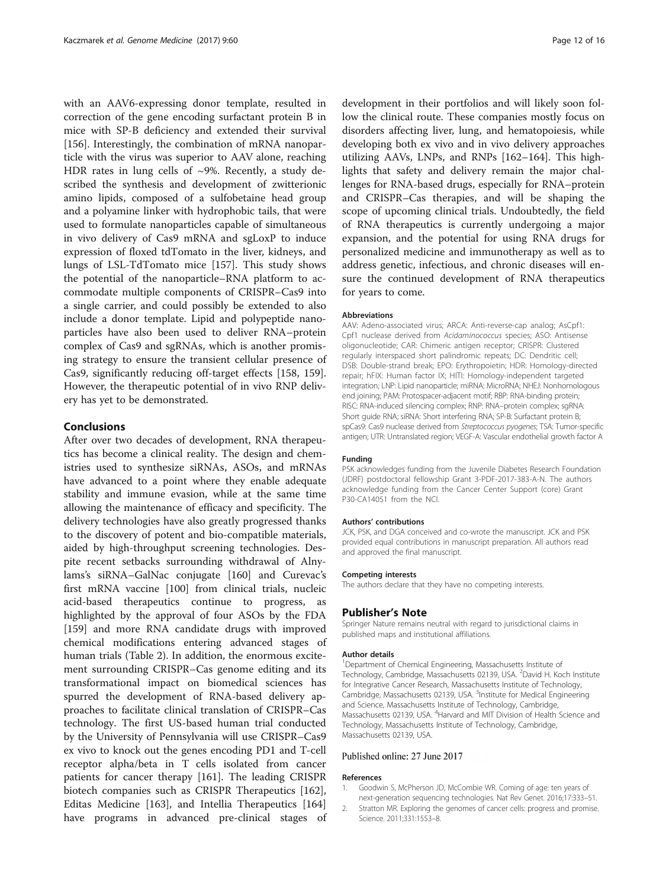with an AAV6-expressing donor template, resulted in correction of the gene encoding surfactant protein B in mice with SP-B deficiency and extended their survival [156]. Interestingly, the combination of mRNA nanoparticle with the virus was superior to AAV alone, reaching HDR rates in lung cells of ~9%. Recently, a study described the synthesis and development of zwitterionic amino lipids, composed of a sulfobetaine head group and a polyamine linker with hydrophobic tails, that were used to formulate nanoparticles capable of simultaneous in vivo delivery of Cas9 mRNA and sgLoxP to induce expression of floxed tdTomato in the liver, kidneys, and lungs of LSL-TdTomato mice [157]. This study shows the potential of the nanoparticle–RNA platform to accommodate multiple components of CRISPR–Cas9 into a single carrier, and could possibly be extended to also include a donor template. Lipid and polypeptide nanoparticles have also been used to deliver RNA–protein complex of Cas9 and sgRNAs, which is another promising strategy to ensure the transient cellular presence of Cas9, significantly reducing off-target effects [158, 159]. However, the therapeutic potential of in vivo RNP delivery has yet to be demonstrated.

## Conclusions

After over two decades of development, RNA therapeutics has become a clinical reality. The design and chemistries used to synthesize siRNAs, ASOs, and mRNAs have advanced to a point where they enable adequate stability and immune evasion, while at the same time allowing the maintenance of efficacy and specificity. The delivery technologies have also greatly progressed thanks to the discovery of potent and bio-compatible materials, aided by high-throughput screening technologies. Despite recent setbacks surrounding withdrawal of Alnylams's siRNA–GalNac conjugate [160] and Curevac's first mRNA vaccine [100] from clinical trials, nucleic acid-based therapeutics continue to progress, as highlighted by the approval of four ASOs by the FDA [159] and more RNA candidate drugs with improved chemical modifications entering advanced stages of human trials (Table 2). In addition, the enormous excitement surrounding CRISPR–Cas genome editing and its transformational impact on biomedical sciences has spurred the development of RNA-based delivery approaches to facilitate clinical translation of CRISPR–Cas technology. The first US-based human trial conducted by the University of Pennsylvania will use CRISPR–Cas9 ex vivo to knock out the genes encoding PD1 and T-cell receptor alpha/beta in T cells isolated from cancer patients for cancer therapy [161]. The leading CRISPR biotech companies such as CRISPR Therapeutics [162], Editas Medicine [163], and Intellia Therapeutics [164] have programs in advanced pre-clinical stages of development in their portfolios and will likely soon follow the clinical route. These companies mostly focus on disorders affecting liver, lung, and hematopoiesis, while developing both ex vivo and in vivo delivery approaches utilizing AAVs, LNPs, and RNPs [162–164]. This highlights that safety and delivery remain the major challenges for RNA-based drugs, especially for RNA–protein and CRISPR–Cas therapies, and will be shaping the scope of upcoming clinical trials. Undoubtedly, the field of RNA therapeutics is currently undergoing a major expansion, and the potential for using RNA drugs for personalized medicine and immunotherapy as well as to address genetic, infectious, and chronic diseases will ensure the continued development of RNA therapeutics for years to come.

#### Abbreviations

AAV: Adeno-associated virus; ARCA: Anti-reverse-cap analog; AsCpf1: Cpf1 nuclease derived from *Acidaminococcus* species; ASO: Antisense oligonucleotide; CAR: Chimeric antigen receptor; CRISPR: Clustered regularly interspaced short palindromic repeats; DC: Dendritic cell; DSB: Double-strand break; EPO: Erythropoietin; HDR: Homology-directed repair; hFIX: Human factor IX; HITI: Homology-independent targeted integration; LNP: Lipid nanoparticle; miRNA: MicroRNA; NHEJ: Nonhomologous end joining; PAM: Protospacer-adjacent motif; RBP: RNA-binding protein; RISC: RNA-induced silencing complex; RNP: RNA–protein complex; sgRNA: Short guide RNA; siRNA: Short interfering RNA; SP-B: Surfactant protein B; spCas9: Cas9 nuclease derived from *Streptococcus pyogenes*; TSA: Tumor-specific antigen; UTR: Untranslated region; VEGF-A: Vascular endothelial growth factor A

#### Funding

PSK acknowledges funding from the Juvenile Diabetes Research Foundation (JDRF) postdoctoral fellowship Grant 3-PDF-2017-383-A-N. The authors acknowledge funding from the Cancer Center Support (core) Grant P30-CA14051 from the NCI.

#### Authors' contributions

JCK, PSK, and DGA conceived and co-wrote the manuscript. JCK and PSK provided equal contributions in manuscript preparation. All authors read and approved the final manuscript.

#### Competing interests

The authors declare that they have no competing interests.

### Publisher's Note

Springer Nature remains neutral with regard to jurisdictional claims in published maps and institutional affiliations.

#### Author details

[1]Department of Chemical Engineering, Massachusetts Institute of Technology, Cambridge, Massachusetts 02139, USA. [2]David H. Koch Institute for Integrative Cancer Research, Massachusetts Institute of Technology, Cambridge, Massachusetts 02139, USA. [3]Institute for Medical Engineering and Science, Massachusetts Institute of Technology, Cambridge, Massachusetts 02139, USA. [4]Harvard and MIT Division of Health Science and Technology, Massachusetts Institute of Technology, Cambridge, Massachusetts 02139, USA.

Published online: 27 June 2017

#### References

1. Goodwin S, McPherson JD, McCombie WR. Coming of age: ten years of next-generation sequencing technologies. Nat Rev Genet. 2016;17:333–51.
2. Stratton MR. Exploring the genomes of cancer cells: progress and promise. Science. 2011;331:1553–8.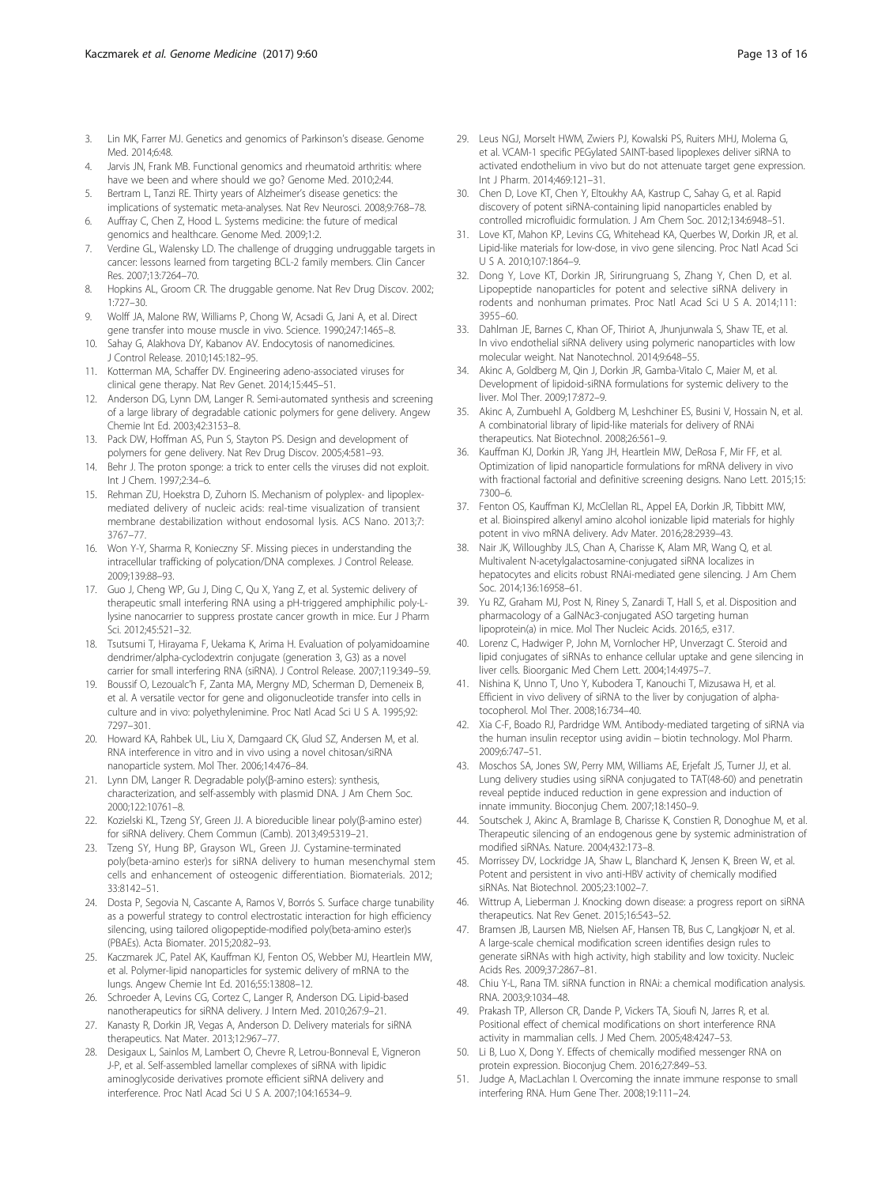3. Lin MK, Farrer MJ. Genetics and genomics of Parkinson's disease. Genome Med. 2014;6:48.
4. Jarvis JN, Frank MB. Functional genomics and rheumatoid arthritis: where have we been and where should we go? Genome Med. 2010;2:44.
5. Bertram L, Tanzi RE. Thirty years of Alzheimer's disease genetics: the implications of systematic meta-analyses. Nat Rev Neurosci. 2008;9:768–78.
6. Auffray C, Chen Z, Hood L. Systems medicine: the future of medical genomics and healthcare. Genome Med. 2009;1:2.
7. Verdine GL, Walensky LD. The challenge of drugging undruggable targets in cancer: lessons learned from targeting BCL-2 family members. Clin Cancer Res. 2007;13:7264–70.
8. Hopkins AL, Groom CR. The druggable genome. Nat Rev Drug Discov. 2002;1:727–30.
9. Wolff JA, Malone RW, Williams P, Chong W, Acsadi G, Jani A, et al. Direct gene transfer into mouse muscle in vivo. Science. 1990;247:1465–8.
10. Sahay G, Alakhova DY, Kabanov AV. Endocytosis of nanomedicines. J Control Release. 2010;145:182–95.
11. Kotterman MA, Schaffer DV. Engineering adeno-associated viruses for clinical gene therapy. Nat Rev Genet. 2014;15:445–51.
12. Anderson DG, Lynn DM, Langer R. Semi-automated synthesis and screening of a large library of degradable cationic polymers for gene delivery. Angew Chemie Int Ed. 2003;42:3153–8.
13. Pack DW, Hoffman AS, Pun S, Stayton PS. Design and development of polymers for gene delivery. Nat Rev Drug Discov. 2005;4:581–93.
14. Behr J. The proton sponge: a trick to enter cells the viruses did not exploit. Int J Chem. 1997;2:34–6.
15. Rehman ZU, Hoekstra D, Zuhorn IS. Mechanism of polyplex- and lipoplex-mediated delivery of nucleic acids: real-time visualization of transient membrane destabilization without endosomal lysis. ACS Nano. 2013;7:3767–77.
16. Won Y-Y, Sharma R, Konieczny SF. Missing pieces in understanding the intracellular trafficking of polycation/DNA complexes. J Control Release. 2009;139:88–93.
17. Guo J, Cheng WP, Gu J, Ding C, Qu X, Yang Z, et al. Systemic delivery of therapeutic small interfering RNA using a pH-triggered amphiphilic poly-L-lysine nanocarrier to suppress prostate cancer growth in mice. Eur J Pharm Sci. 2012;45:521–32.
18. Tsutsumi T, Hirayama F, Uekama K, Arima H. Evaluation of polyamidoamine dendrimer/alpha-cyclodextrin conjugate (generation 3, G3) as a novel carrier for small interfering RNA (siRNA). J Control Release. 2007;119:349–59.
19. Boussif O, Lezoualc'h F, Zanta MA, Mergny MD, Scherman D, Demeneix B, et al. A versatile vector for gene and oligonucleotide transfer into cells in culture and in vivo: polyethylenimine. Proc Natl Acad Sci U S A. 1995;92:7297–301.
20. Howard KA, Rahbek UL, Liu X, Damgaard CK, Glud SZ, Andersen M, et al. RNA interference in vitro and in vivo using a novel chitosan/siRNA nanoparticle system. Mol Ther. 2006;14:476–84.
21. Lynn DM, Langer R. Degradable poly(β-amino esters): synthesis, characterization, and self-assembly with plasmid DNA. J Am Chem Soc. 2000;122:10761–8.
22. Kozielski KL, Tzeng SY, Green JJ. A bioreducible linear poly(β-amino ester) for siRNA delivery. Chem Commun (Camb). 2013;49:5319–21.
23. Tzeng SY, Hung BP, Grayson WL, Green JJ. Cystamine-terminated poly(beta-amino ester)s for siRNA delivery to human mesenchymal stem cells and enhancement of osteogenic differentiation. Biomaterials. 2012;33:8142–51.
24. Dosta P, Segovia N, Cascante A, Ramos V, Borrós S. Surface charge tunability as a powerful strategy to control electrostatic interaction for high efficiency silencing, using tailored oligopeptide-modified poly(beta-amino ester)s (PBAEs). Acta Biomater. 2015;20:82–93.
25. Kaczmarek JC, Patel AK, Kauffman KJ, Fenton OS, Webber MJ, Heartlein MW, et al. Polymer-lipid nanoparticles for systemic delivery of mRNA to the lungs. Angew Chemie Int Ed. 2016;55:13808–12.
26. Schroeder A, Levins CG, Cortez C, Langer R, Anderson DG. Lipid-based nanotherapeutics for siRNA delivery. J Intern Med. 2010;267:9–21.
27. Kanasty R, Dorkin JR, Vegas A, Anderson D. Delivery materials for siRNA therapeutics. Nat Mater. 2013;12:967–77.
28. Desigaux L, Sainlos M, Lambert O, Chevre R, Letrou-Bonneval E, Vigneron J-P, et al. Self-assembled lamellar complexes of siRNA with lipidic aminoglycoside derivatives promote efficient siRNA delivery and interference. Proc Natl Acad Sci U S A. 2007;104:16534–9.
29. Leus NGJ, Morselt HWM, Zwiers PJ, Kowalski PS, Ruiters MHJ, Molema G, et al. VCAM-1 specific PEGylated SAINT-based lipoplexes deliver siRNA to activated endothelium in vivo but do not attenuate target gene expression. Int J Pharm. 2014;469:121–31.
30. Chen D, Love KT, Chen Y, Eltoukhy AA, Kastrup C, Sahay G, et al. Rapid discovery of potent siRNA-containing lipid nanoparticles enabled by controlled microfluidic formulation. J Am Chem Soc. 2012;134:6948–51.
31. Love KT, Mahon KP, Levins CG, Whitehead KA, Querbes W, Dorkin JR, et al. Lipid-like materials for low-dose, in vivo gene silencing. Proc Natl Acad Sci U S A. 2010;107:1864–9.
32. Dong Y, Love KT, Dorkin JR, Sirirungruang S, Zhang Y, Chen D, et al. Lipopeptide nanoparticles for potent and selective siRNA delivery in rodents and nonhuman primates. Proc Natl Acad Sci U S A. 2014;111:3955–60.
33. Dahlman JE, Barnes C, Khan OF, Thiriot A, Jhunjunwala S, Shaw TE, et al. In vivo endothelial siRNA delivery using polymeric nanoparticles with low molecular weight. Nat Nanotechnol. 2014;9:648–55.
34. Akinc A, Goldberg M, Qin J, Dorkin JR, Gamba-Vitalo C, Maier M, et al. Development of lipidoid-siRNA formulations for systemic delivery to the liver. Mol Ther. 2009;17:872–9.
35. Akinc A, Zumbuehl A, Goldberg M, Leshchiner ES, Busini V, Hossain N, et al. A combinatorial library of lipid-like materials for delivery of RNAi therapeutics. Nat Biotechnol. 2008;26:561–9.
36. Kauffman KJ, Dorkin JR, Yang JH, Heartlein MW, DeRosa F, Mir FF, et al. Optimization of lipid nanoparticle formulations for mRNA delivery in vivo with fractional factorial and definitive screening designs. Nano Lett. 2015;15:7300–6.
37. Fenton OS, Kauffman KJ, McClellan RL, Appel EA, Dorkin JR, Tibbitt MW, et al. Bioinspired alkenyl amino alcohol ionizable lipid materials for highly potent in vivo mRNA delivery. Adv Mater. 2016;28:2939–43.
38. Nair JK, Willoughby JLS, Chan A, Charisse K, Alam MR, Wang Q, et al. Multivalent N-acetylgalactosamine-conjugated siRNA localizes in hepatocytes and elicits robust RNAi-mediated gene silencing. J Am Chem Soc. 2014;136:16958–61.
39. Yu RZ, Graham MJ, Post N, Riney S, Zanardi T, Hall S, et al. Disposition and pharmacology of a GalNAc3-conjugated ASO targeting human lipoprotein(a) in mice. Mol Ther Nucleic Acids. 2016;5, e317.
40. Lorenz C, Hadwiger P, John M, Vornlocher HP, Unverzagt C. Steroid and lipid conjugates of siRNAs to enhance cellular uptake and gene silencing in liver cells. Bioorganic Med Chem Lett. 2004;14:4975–7.
41. Nishina K, Unno T, Uno Y, Kubodera T, Kanouchi T, Mizusawa H, et al. Efficient in vivo delivery of siRNA to the liver by conjugation of alpha-tocopherol. Mol Ther. 2008;16:734–40.
42. Xia C-F, Boado RJ, Pardridge WM. Antibody-mediated targeting of siRNA via the human insulin receptor using avidin – biotin technology. Mol Pharm. 2009;6:747–51.
43. Moschos SA, Jones SW, Perry MM, Williams AE, Erjefalt JS, Turner JJ, et al. Lung delivery studies using siRNA conjugated to TAT(48-60) and penetratin reveal peptide induced reduction in gene expression and induction of innate immunity. Bioconjug Chem. 2007;18:1450–9.
44. Soutschek J, Akinc A, Bramlage B, Charisse K, Constien R, Donoghue M, et al. Therapeutic silencing of an endogenous gene by systemic administration of modified siRNAs. Nature. 2004;432:173–8.
45. Morrissey DV, Lockridge JA, Shaw L, Blanchard K, Jensen K, Breen W, et al. Potent and persistent in vivo anti-HBV activity of chemically modified siRNAs. Nat Biotechnol. 2005;23:1002–7.
46. Wittrup A, Lieberman J. Knocking down disease: a progress report on siRNA therapeutics. Nat Rev Genet. 2015;16:543–52.
47. Bramsen JB, Laursen MB, Nielsen AF, Hansen TB, Bus C, Langkjoær N, et al. A large-scale chemical modification screen identifies design rules to generate siRNAs with high activity, high stability and low toxicity. Nucleic Acids Res. 2009;37:2867–81.
48. Chiu Y-L, Rana TM. siRNA function in RNAi: a chemical modification analysis. RNA. 2003;9:1034–48.
49. Prakash TP, Allerson CR, Dande P, Vickers TA, Sioufi N, Jarres R, et al. Positional effect of chemical modifications on short interference RNA activity in mammalian cells. J Med Chem. 2005;48:4247–53.
50. Li B, Luo X, Dong Y. Effects of chemically modified messenger RNA on protein expression. Bioconjug Chem. 2016;27:849–53.
51. Judge A, MacLachlan I. Overcoming the innate immune response to small interfering RNA. Hum Gene Ther. 2008;19:111–24.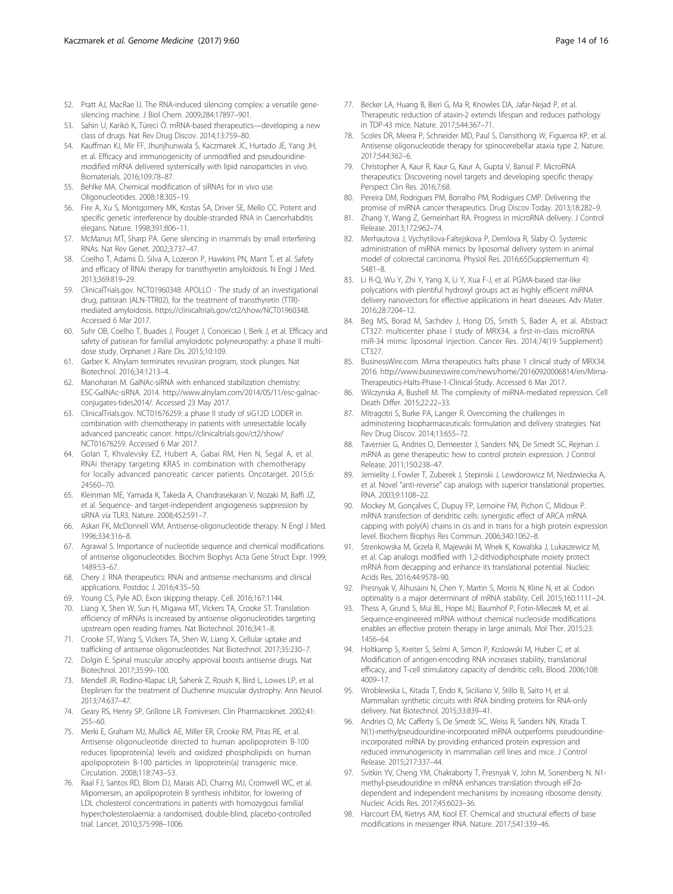52. Pratt AJ, MacRae IJ. The RNA-induced silencing complex: a versatile gene-silencing machine. J Biol Chem. 2009;284:17897–901.
53. Sahin U, Karikó K, Türeci Ö. mRNA-based therapeutics—developing a new class of drugs. Nat Rev Drug Discov. 2014;13:759–80.
54. Kauffman KJ, Mir FF, Jhunjhunwala S, Kaczmarek JC, Hurtado JE, Yang JH, et al. Efficacy and immunogenicity of unmodified and pseudouridine-modified mRNA delivered systemically with lipid nanoparticles in vivo. Biomaterials. 2016;109:78–87.
55. Behlke MA. Chemical modification of siRNAs for in vivo use. Oligonucleotides. 2008;18:305–19.
56. Fire A, Xu S, Montgomery MK, Kostas SA, Driver SE, Mello CC. Potent and specific genetic interference by double-stranded RNA in Caenorhabditis elegans. Nature. 1998;391:806–11.
57. McManus MT, Sharp PA. Gene silencing in mammals by small interfering RNAs. Nat Rev Genet. 2002;3:737–47.
58. Coelho T, Adams D, Silva A, Lozeron P, Hawkins PN, Mant T, et al. Safety and efficacy of RNAi therapy for transthyretin amyloidosis. N Engl J Med. 2013;369:819–29.
59. ClinicalTrials.gov. NCT01960348: APOLLO - The study of an investigational drug, patisiran (ALN-TTR02), for the treatment of transthyretin (TTR)-mediated amyloidosis. https://clinicaltrials.gov/ct2/show/NCT01960348. Accessed 6 Mar 2017.
60. Suhr OB, Coelho T, Buades J, Pouget J, Conceicao I, Berk J, et al. Efficacy and safety of patisiran for familial amyloidotic polyneuropathy: a phase II multi-dose study. Orphanet J Rare Dis. 2015;10:109.
61. Garber K. Alnylam terminates revusiran program, stock plunges. Nat Biotechnol. 2016;34:1213–4.
62. Manoharan M. GalNAc-siRNA with enhanced stabilization chemistry: ESC-GalNAc-siRNA. 2014. http://www.alnylam.com/2014/05/11/esc-galnac-conjugates-tides2014/. Accessed 23 May 2017.
63. ClinicalTrials.gov. NCT01676259: a phase II study of siG12D LODER in combination with chemotherapy in patients with unresectable locally advanced pancreatic cancer. https://clinicaltrials.gov/ct2/show/NCT01676259. Accessed 6 Mar 2017.
64. Golan T, Khvalevsky EZ, Hubert A, Gabai RM, Hen N, Segal A, et al. RNAi therapy targeting KRAS in combination with chemotherapy for locally advanced pancreatic cancer patients. Oncotarget. 2015;6:24560–70.
65. Kleinman ME, Yamada K, Takeda A, Chandrasekaran V, Nozaki M, Baffi JZ, et al. Sequence- and target-independent angiogenesis suppression by siRNA via TLR3. Nature. 2008;452:591–7.
66. Askari FK, McDonnell WM. Antisense-oligonucleotide therapy. N Engl J Med. 1996;334:316–8.
67. Agrawal S. Importance of nucleotide sequence and chemical modifications of antisense oligonucleotides. Biochim Biophys Acta Gene Struct Expr. 1999;1489:53–67.
68. Chery J. RNA therapeutics: RNAi and antisense mechanisms and clinical applications. Postdoc J. 2016;4:35–50.
69. Young CS, Pyle AD. Exon skipping therapy. Cell. 2016;167:1144.
70. Liang X, Shen W, Sun H, Migawa MT, Vickers TA, Crooke ST. Translation efficiency of mRNAs is increased by antisense oligonucleotides targeting upstream open reading frames. Nat Biotechnol. 2016;34:1–8.
71. Crooke ST, Wang S, Vickers TA, Shen W, Liang X. Cellular uptake and trafficking of antisense oligonucleotides. Nat Biotechnol. 2017;35:230–7.
72. Dolgin E. Spinal muscular atrophy approval boosts antisense drugs. Nat Biotechnol. 2017;35:99–100.
73. Mendell JR, Rodino-Klapac LR, Sahenk Z, Roush K, Bird L, Lowes LP, et al. Eteplirsen for the treatment of Duchenne muscular dystrophy. Ann Neurol. 2013;74:637–47.
74. Geary RS, Henry SP, Grillone LR. Fomivirsen. Clin Pharmacokinet. 2002;41:255–60.
75. Merki E, Graham MJ, Mullick AE, Miller ER, Crooke RM, Pitas RE, et al. Antisense oligonucleotide directed to human apolipoprotein B-100 reduces lipoprotein(a) levels and oxidized phospholipids on human apolipoprotein B-100 particles in lipoprotein(a) transgenic mice. Circulation. 2008;118:743–53.
76. Raal FJ, Santos RD, Blom DJ, Marais AD, Charng MJ, Cromwell WC, et al. Mipomersen, an apolipoprotein B synthesis inhibitor, for lowering of LDL cholesterol concentrations in patients with homozygous familial hypercholesterolaemia: a randomised, double-blind, placebo-controlled trial. Lancet. 2010;375:998–1006.
77. Becker LA, Huang B, Bieri G, Ma R, Knowles DA, Jafar-Nejad P, et al. Therapeutic reduction of ataxin-2 extends lifespan and reduces pathology in TDP-43 mice. Nature. 2017;544:367–71.
78. Scoles DR, Meera P, Schneider MD, Paul S, Dansithong W, Figueroa KP, et al. Antisense oligonucleotide therapy for spinocerebellar ataxia type 2. Nature. 2017;544:362–6.
79. Christopher A, Kaur R, Kaur G, Kaur A, Gupta V, Bansal P. MicroRNA therapeutics: Discovering novel targets and developing specific therapy. Perspect Clin Res. 2016;7:68.
80. Pereira DM, Rodrigues PM, Borralho PM, Rodrigues CMP. Delivering the promise of miRNA cancer therapeutics. Drug Discov Today. 2013;18:282–9.
81. Zhang Y, Wang Z, Gemeinhart RA. Progress in microRNA delivery. J Control Release. 2013;172:962–74.
82. Merhautova J, Vychytilova-Faltejskova P, Demlova R, Slaby O. Systemic administration of miRNA mimics by liposomal delivery system in animal model of colorectal carcinoma. Physiol Res. 2016;65(Supplementum 4):S481–8.
83. Li R-Q, Wu Y, Zhi Y, Yang X, Li Y, Xua F-J, et al. PGMA-based star-like polycations with plentiful hydroxyl groups act as highly efficient miRNA delivery nanovectors for effective applications in heart diseases. Adv Mater. 2016;28:7204–12.
84. Beg MS, Borad M, Sachdev J, Hong DS, Smith S, Bader A, et al. Abstract CT327: multicenter phase I study of MRX34, a first-in-class microRNA miR-34 mimic liposomal injection. Cancer Res. 2014;74(19 Supplement):CT327.
85. BusinessWire.com. Mirna therapeutics halts phase 1 clinical study of MRX34. 2016. http://www.businesswire.com/news/home/20160920006814/en/Mirna-Therapeutics-Halts-Phase-1-Clinical-Study. Accessed 6 Mar 2017.
86. Wilczynska A, Bushell M. The complexity of miRNA-mediated repression. Cell Death Differ. 2015;22:22–33.
87. Mitragotri S, Burke PA, Langer R. Overcoming the challenges in administering biopharmaceuticals: formulation and delivery strategies. Nat Rev Drug Discov. 2014;13:655–72.
88. Tavernier G, Andries O, Demeester J, Sanders NN, De Smedt SC, Rejman J. mRNA as gene therapeutic: how to control protein expression. J Control Release. 2011;150:238–47.
89. Jemielity J, Fowler T, Zuberek J, Stepinski J, Lewdorowicz M, Niedzwiecka A, et al. Novel "anti-reverse" cap analogs with superior translational properties. RNA. 2003;9:1108–22.
90. Mockey M, Gonçalves C, Dupuy FP, Lemoine FM, Pichon C, Midoux P. mRNA transfection of dendritic cells: synergistic effect of ARCA mRNA capping with poly(A) chains in cis and in trans for a high protein expression level. Biochem Biophys Res Commun. 2006;340:1062–8.
91. Strenkowska M, Grzela R, Majewski M, Wnek K, Kowalska J, Lukaszewicz M, et al. Cap analogs modified with 1,2-dithiodiphosphate moiety protect mRNA from decapping and enhance its translational potential. Nucleic Acids Res. 2016;44:9578–90.
92. Presnyak V, Alhusaini N, Chen Y, Martin S, Morris N, Kline N, et al. Codon optimality is a major determinant of mRNA stability. Cell. 2015;160:1111–24.
93. Thess A, Grund S, Mui BL, Hope MJ, Baumhof P, Fotin-Mleczek M, et al. Sequence-engineered mRNA without chemical nucleoside modifications enables an effective protein therapy in large animals. Mol Ther. 2015;23:1456–64.
94. Holtkamp S, Kreiter S, Selmi A, Simon P, Koslowski M, Huber C, et al. Modification of antigen-encoding RNA increases stability, translational efficacy, and T-cell stimulatory capacity of dendritic cells. Blood. 2006;108:4009–17.
95. Wroblewska L, Kitada T, Endo K, Siciliano V, Stillo B, Saito H, et al. Mammalian synthetic circuits with RNA binding proteins for RNA-only delivery. Nat Biotechnol. 2015;33:839–41.
96. Andries O, Mc Cafferty S, De Smedt SC, Weiss R, Sanders NN, Kitada T. N(1)-methylpseudouridine-incorporated mRNA outperforms pseudouridine-incorporated mRNA by providing enhanced protein expression and reduced immunogenicity in mammalian cell lines and mice. J Control Release. 2015;217:337–44.
97. Svitkin YV, Cheng YM, Chakraborty T, Presnyak V, John M, Sonenberg N. N1-methyl-pseudouridine in mRNA enhances translation through eIF2α-dependent and independent mechanisms by increasing ribosome density. Nucleic Acids Res. 2017;45:6023–36.
98. Harcourt EM, Kietrys AM, Kool ET. Chemical and structural effects of base modifications in messenger RNA. Nature. 2017;541:339–46.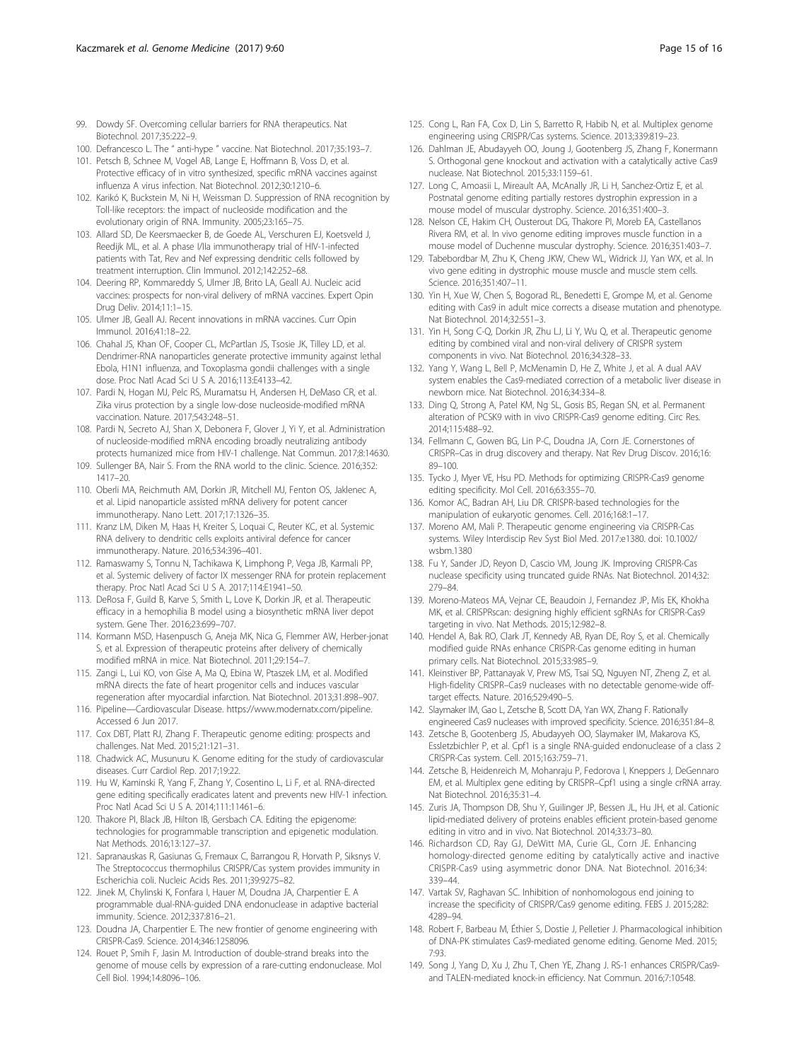99. Dowdy SF. Overcoming cellular barriers for RNA therapeutics. Nat Biotechnol. 2017;35:222–9.
100. Defrancesco L. The " anti-hype " vaccine. Nat Biotechnol. 2017;35:193–7.
101. Petsch B, Schnee M, Vogel AB, Lange E, Hoffmann B, Voss D, et al. Protective efficacy of in vitro synthesized, specific mRNA vaccines against influenza A virus infection. Nat Biotechnol. 2012;30:1210–6.
102. Karikó K, Buckstein M, Ni H, Weissman D. Suppression of RNA recognition by Toll-like receptors: the impact of nucleoside modification and the evolutionary origin of RNA. Immunity. 2005;23:165–75.
103. Allard SD, De Keersmaecker B, de Goede AL, Verschuren EJ, Koetsveld J, Reedijk ML, et al. A phase I/IIa immunotherapy trial of HIV-1-infected patients with Tat, Rev and Nef expressing dendritic cells followed by treatment interruption. Clin Immunol. 2012;142:252–68.
104. Deering RP, Kommareddy S, Ulmer JB, Brito LA, Geall AJ. Nucleic acid vaccines: prospects for non-viral delivery of mRNA vaccines. Expert Opin Drug Deliv. 2014;11:1–15.
105. Ulmer JB, Geall AJ. Recent innovations in mRNA vaccines. Curr Opin Immunol. 2016;41:18–22.
106. Chahal JS, Khan OF, Cooper CL, McPartlan JS, Tsosie JK, Tilley LD, et al. Dendrimer-RNA nanoparticles generate protective immunity against lethal Ebola, H1N1 influenza, and Toxoplasma gondii challenges with a single dose. Proc Natl Acad Sci U S A. 2016;113:E4133–42.
107. Pardi N, Hogan MJ, Pelc RS, Muramatsu H, Andersen H, DeMaso CR, et al. Zika virus protection by a single low-dose nucleoside-modified mRNA vaccination. Nature. 2017;543:248–51.
108. Pardi N, Secreto AJ, Shan X, Debonera F, Glover J, Yi Y, et al. Administration of nucleoside-modified mRNA encoding broadly neutralizing antibody protects humanized mice from HIV-1 challenge. Nat Commun. 2017;8:14630.
109. Sullenger BA, Nair S. From the RNA world to the clinic. Science. 2016;352: 1417–20.
110. Oberli MA, Reichmuth AM, Dorkin JR, Mitchell MJ, Fenton OS, Jaklenec A, et al. Lipid nanoparticle assisted mRNA delivery for potent cancer immunotherapy. Nano Lett. 2017;17:1326–35.
111. Kranz LM, Diken M, Haas H, Kreiter S, Loquai C, Reuter KC, et al. Systemic RNA delivery to dendritic cells exploits antiviral defence for cancer immunotherapy. Nature. 2016;534:396–401.
112. Ramaswamy S, Tonnu N, Tachikawa K, Limphong P, Vega JB, Karmali PP, et al. Systemic delivery of factor IX messenger RNA for protein replacement therapy. Proc Natl Acad Sci U S A. 2017;114:E1941–50.
113. DeRosa F, Guild B, Karve S, Smith L, Love K, Dorkin JR, et al. Therapeutic efficacy in a hemophilia B model using a biosynthetic mRNA liver depot system. Gene Ther. 2016;23:699–707.
114. Kormann MSD, Hasenpusch G, Aneja MK, Nica G, Flemmer AW, Herber-jonat S, et al. Expression of therapeutic proteins after delivery of chemically modified mRNA in mice. Nat Biotechnol. 2011;29:154–7.
115. Zangi L, Lui KO, von Gise A, Ma Q, Ebina W, Ptaszek LM, et al. Modified mRNA directs the fate of heart progenitor cells and induces vascular regeneration after myocardial infarction. Nat Biotechnol. 2013;31:898–907.
116. Pipeline—Cardiovascular Disease. https://www.modernatx.com/pipeline. Accessed 6 Jun 2017.
117. Cox DBT, Platt RJ, Zhang F. Therapeutic genome editing: prospects and challenges. Nat Med. 2015;21:121–31.
118. Chadwick AC, Musunuru K. Genome editing for the study of cardiovascular diseases. Curr Cardiol Rep. 2017;19:22.
119. Hu W, Kaminski R, Yang F, Zhang Y, Cosentino L, Li F, et al. RNA-directed gene editing specifically eradicates latent and prevents new HIV-1 infection. Proc Natl Acad Sci U S A. 2014;111:11461–6.
120. Thakore PI, Black JB, Hilton IB, Gersbach CA. Editing the epigenome: technologies for programmable transcription and epigenetic modulation. Nat Methods. 2016;13:127–37.
121. Sapranauskas R, Gasiunas G, Fremaux C, Barrangou R, Horvath P, Siksnys V. The Streptococcus thermophilus CRISPR/Cas system provides immunity in Escherichia coli. Nucleic Acids Res. 2011;39:9275–82.
122. Jinek M, Chylinski K, Fonfara I, Hauer M, Doudna JA, Charpentier E. A programmable dual-RNA-guided DNA endonuclease in adaptive bacterial immunity. Science. 2012;337:816–21.
123. Doudna JA, Charpentier E. The new frontier of genome engineering with CRISPR-Cas9. Science. 2014;346:1258096.
124. Rouet P, Smih F, Jasin M. Introduction of double-strand breaks into the genome of mouse cells by expression of a rare-cutting endonuclease. Mol Cell Biol. 1994;14:8096–106.
125. Cong L, Ran FA, Cox D, Lin S, Barretto R, Habib N, et al. Multiplex genome engineering using CRISPR/Cas systems. Science. 2013;339:819–23.
126. Dahlman JE, Abudayyeh OO, Joung J, Gootenberg JS, Zhang F, Konermann S. Orthogonal gene knockout and activation with a catalytically active Cas9 nuclease. Nat Biotechnol. 2015;33:1159–61.
127. Long C, Amoasii L, Mireault AA, McAnally JR, Li H, Sanchez-Ortiz E, et al. Postnatal genome editing partially restores dystrophin expression in a mouse model of muscular dystrophy. Science. 2016;351:400–3.
128. Nelson CE, Hakim CH, Ousterout DG, Thakore PI, Moreb EA, Castellanos Rivera RM, et al. In vivo genome editing improves muscle function in a mouse model of Duchenne muscular dystrophy. Science. 2016;351:403–7.
129. Tabebordbar M, Zhu K, Cheng JKW, Chew WL, Widrick JJ, Yan WX, et al. In vivo gene editing in dystrophic mouse muscle and muscle stem cells. Science. 2016;351:407–11.
130. Yin H, Xue W, Chen S, Bogorad RL, Benedetti E, Grompe M, et al. Genome editing with Cas9 in adult mice corrects a disease mutation and phenotype. Nat Biotechnol. 2014;32:551–3.
131. Yin H, Song C-Q, Dorkin JR, Zhu LJ, Li Y, Wu Q, et al. Therapeutic genome editing by combined viral and non-viral delivery of CRISPR system components in vivo. Nat Biotechnol. 2016;34:328–33.
132. Yang Y, Wang L, Bell P, McMenamin D, He Z, White J, et al. A dual AAV system enables the Cas9-mediated correction of a metabolic liver disease in newborn mice. Nat Biotechnol. 2016;34:334–8.
133. Ding Q, Strong A, Patel KM, Ng SL, Gosis BS, Regan SN, et al. Permanent alteration of PCSK9 with in vivo CRISPR-Cas9 genome editing. Circ Res. 2014;115:488–92.
134. Fellmann C, Gowen BG, Lin P-C, Doudna JA, Corn JE. Cornerstones of CRISPR–Cas in drug discovery and therapy. Nat Rev Drug Discov. 2016;16: 89–100.
135. Tycko J, Myer VE, Hsu PD. Methods for optimizing CRISPR-Cas9 genome editing specificity. Mol Cell. 2016;63:355–70.
136. Komor AC, Badran AH, Liu DR. CRISPR-based technologies for the manipulation of eukaryotic genomes. Cell. 2016;168:1–17.
137. Moreno AM, Mali P. Therapeutic genome engineering via CRISPR-Cas systems. Wiley Interdiscip Rev Syst Biol Med. 2017:e1380. doi: 10.1002/ wsbm.1380
138. Fu Y, Sander JD, Reyon D, Cascio VM, Joung JK. Improving CRISPR-Cas nuclease specificity using truncated guide RNAs. Nat Biotechnol. 2014;32: 279–84.
139. Moreno-Mateos MA, Vejnar CE, Beaudoin J, Fernandez JP, Mis EK, Khokha MK, et al. CRISPRscan: designing highly efficient sgRNAs for CRISPR-Cas9 targeting in vivo. Nat Methods. 2015;12:982–8.
140. Hendel A, Bak RO, Clark JT, Kennedy AB, Ryan DE, Roy S, et al. Chemically modified guide RNAs enhance CRISPR-Cas genome editing in human primary cells. Nat Biotechnol. 2015;33:985–9.
141. Kleinstiver BP, Pattanayak V, Prew MS, Tsai SQ, Nguyen NT, Zheng Z, et al. High-fidelity CRISPR–Cas9 nucleases with no detectable genome-wide off-target effects. Nature. 2016;529:490–5.
142. Slaymaker IM, Gao L, Zetsche B, Scott DA, Yan WX, Zhang F. Rationally engineered Cas9 nucleases with improved specificity. Science. 2016;351:84–8.
143. Zetsche B, Gootenberg JS, Abudayyeh OO, Slaymaker IM, Makarova KS, Essletzbichler P, et al. Cpf1 is a single RNA-guided endonuclease of a class 2 CRISPR-Cas system. Cell. 2015;163:759–71.
144. Zetsche B, Heidenreich M, Mohanraju P, Fedorova I, Kneppers J, DeGennaro EM, et al. Multiplex gene editing by CRISPR–Cpf1 using a single crRNA array. Nat Biotechnol. 2016;35:31–4.
145. Zuris JA, Thompson DB, Shu Y, Guilinger JP, Bessen JL, Hu JH, et al. Cationic lipid-mediated delivery of proteins enables efficient protein-based genome editing in vitro and in vivo. Nat Biotechnol. 2014;33:73–80.
146. Richardson CD, Ray GJ, DeWitt MA, Curie GL, Corn JE. Enhancing homology-directed genome editing by catalytically active and inactive CRISPR-Cas9 using asymmetric donor DNA. Nat Biotechnol. 2016;34: 339–44.
147. Vartak SV, Raghavan SC. Inhibition of nonhomologous end joining to increase the specificity of CRISPR/Cas9 genome editing. FEBS J. 2015;282: 4289–94.
148. Robert F, Barbeau M, Éthier S, Dostie J, Pelletier J. Pharmacological inhibition of DNA-PK stimulates Cas9-mediated genome editing. Genome Med. 2015; 7:93.
149. Song J, Yang D, Xu J, Zhu T, Chen YE, Zhang J. RS-1 enhances CRISPR/Cas9- and TALEN-mediated knock-in efficiency. Nat Commun. 2016;7:10548.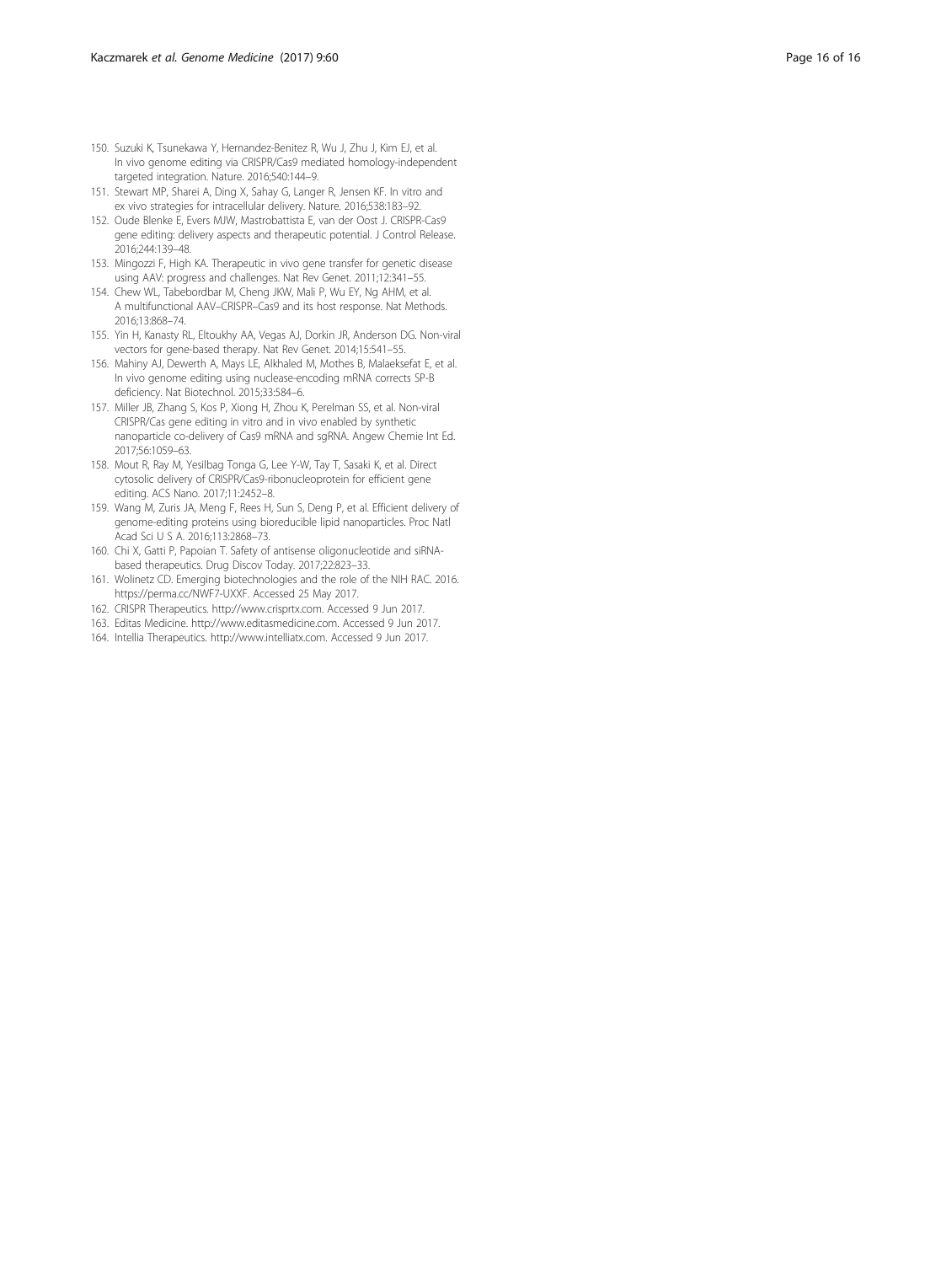150. Suzuki K, Tsunekawa Y, Hernandez-Benitez R, Wu J, Zhu J, Kim EJ, et al. In vivo genome editing via CRISPR/Cas9 mediated homology-independent targeted integration. Nature. 2016;540:144–9.
151. Stewart MP, Sharei A, Ding X, Sahay G, Langer R, Jensen KF. In vitro and ex vivo strategies for intracellular delivery. Nature. 2016;538:183–92.
152. Oude Blenke E, Evers MJW, Mastrobattista E, van der Oost J. CRISPR-Cas9 gene editing: delivery aspects and therapeutic potential. J Control Release. 2016;244:139–48.
153. Mingozzi F, High KA. Therapeutic in vivo gene transfer for genetic disease using AAV: progress and challenges. Nat Rev Genet. 2011;12:341–55.
154. Chew WL, Tabebordbar M, Cheng JKW, Mali P, Wu EY, Ng AHM, et al. A multifunctional AAV–CRISPR–Cas9 and its host response. Nat Methods. 2016;13:868–74.
155. Yin H, Kanasty RL, Eltoukhy AA, Vegas AJ, Dorkin JR, Anderson DG. Non-viral vectors for gene-based therapy. Nat Rev Genet. 2014;15:541–55.
156. Mahiny AJ, Dewerth A, Mays LE, Alkhaled M, Mothes B, Malaeksefat E, et al. In vivo genome editing using nuclease-encoding mRNA corrects SP-B deficiency. Nat Biotechnol. 2015;33:584–6.
157. Miller JB, Zhang S, Kos P, Xiong H, Zhou K, Perelman SS, et al. Non-viral CRISPR/Cas gene editing in vitro and in vivo enabled by synthetic nanoparticle co-delivery of Cas9 mRNA and sgRNA. Angew Chemie Int Ed. 2017;56:1059–63.
158. Mout R, Ray M, Yesilbag Tonga G, Lee Y-W, Tay T, Sasaki K, et al. Direct cytosolic delivery of CRISPR/Cas9-ribonucleoprotein for efficient gene editing. ACS Nano. 2017;11:2452–8.
159. Wang M, Zuris JA, Meng F, Rees H, Sun S, Deng P, et al. Efficient delivery of genome-editing proteins using bioreducible lipid nanoparticles. Proc Natl Acad Sci U S A. 2016;113:2868–73.
160. Chi X, Gatti P, Papoian T. Safety of antisense oligonucleotide and siRNA-based therapeutics. Drug Discov Today. 2017;22:823–33.
161. Wolinetz CD. Emerging biotechnologies and the role of the NIH RAC. 2016. https://perma.cc/NWF7-UXXF. Accessed 25 May 2017.
162. CRISPR Therapeutics. http://www.crisprtx.com. Accessed 9 Jun 2017.
163. Editas Medicine. http://www.editasmedicine.com. Accessed 9 Jun 2017.
164. Intellia Therapeutics. http://www.intelliatx.com. Accessed 9 Jun 2017.